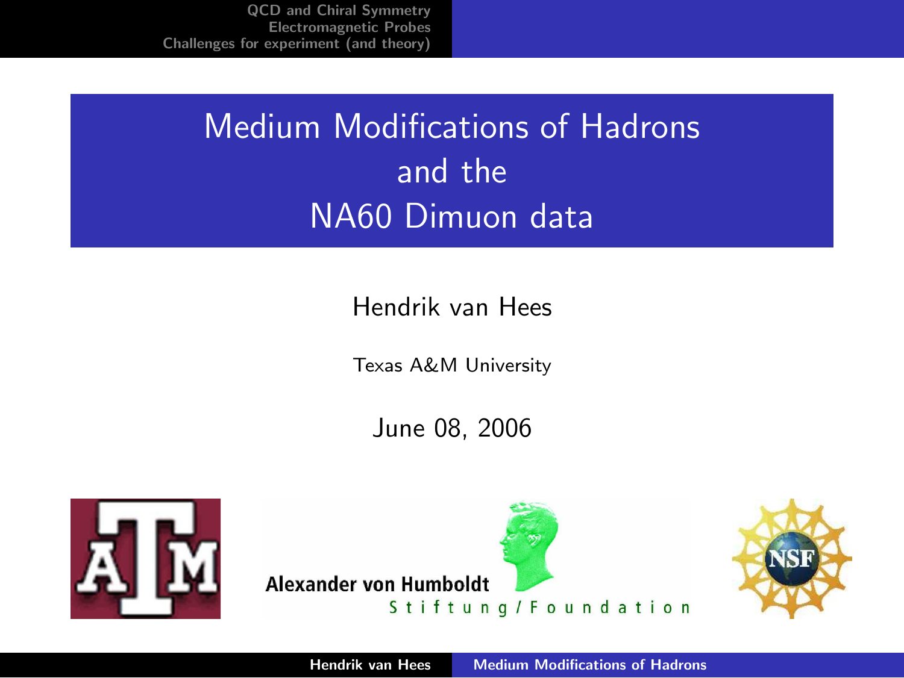# Medium Modifications of Hadrons and the NA60 Dimuon data

Hendrik van Hees

Texas A&M University

June 08, 2006

Alexander von Humboldt Stiftung/Foundation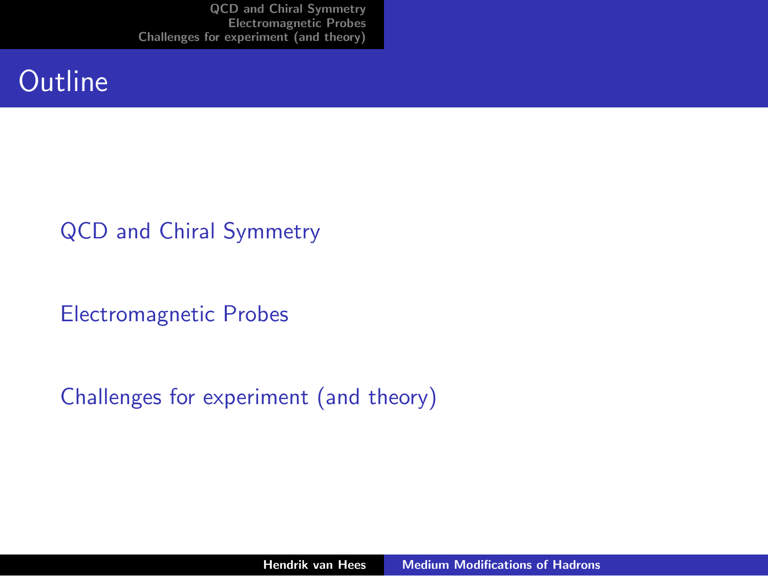# Outline

QCD and Chiral Symmetry

Electromagnetic Probes

Challenges for experiment (and theory)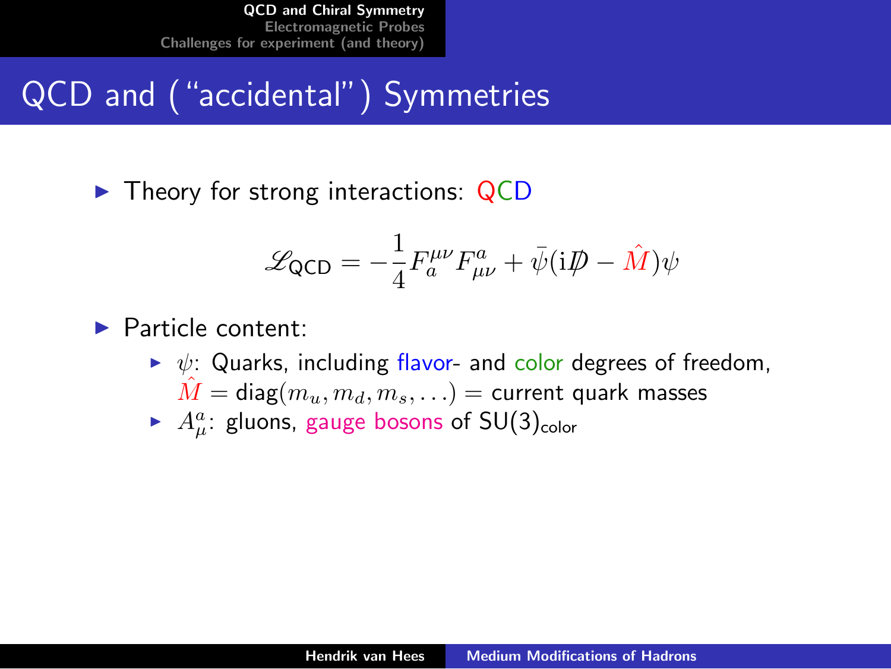# QCD and ("accidental") Symmetries

- Theory for strong interactions: QCD

$$\mathscr{L}_{\text{QCD}} = -\frac{1}{4} F_a^{\mu\nu} F_{\mu\nu}^a + \bar{\psi}(\mathrm{i} \not{D} - \hat{M})\psi$$

- Particle content:
  - $\psi$: Quarks, including flavor- and color degrees of freedom, $\hat{M} = \text{diag}(m_u, m_d, m_s, \ldots) =$ current quark masses
  - $A_\mu^a$: gluons, gauge bosons of $\text{SU}(3)_{\text{color}}$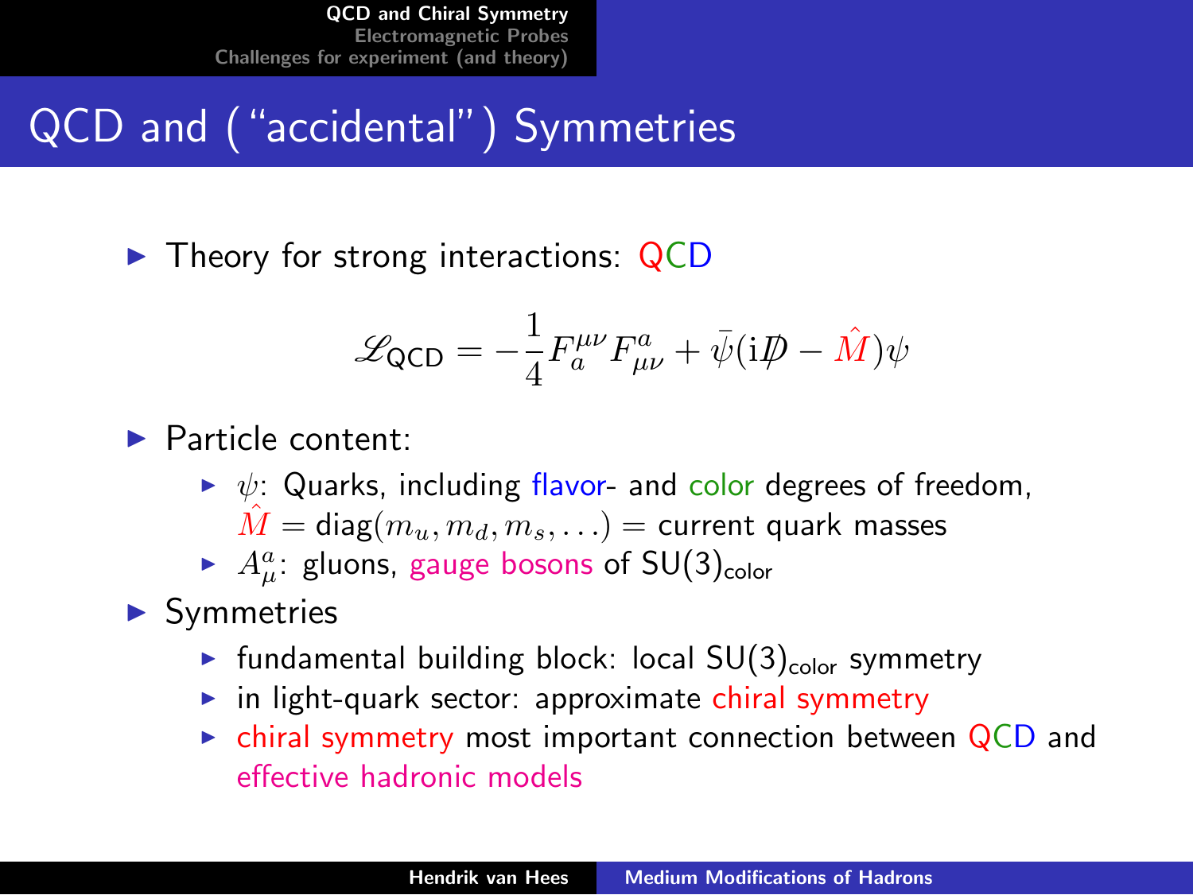# QCD and ("accidental") Symmetries

- Theory for strong interactions: QCD

$$\mathscr{L}_{\text{QCD}} = -\frac{1}{4} F_a^{\mu\nu} F_{\mu\nu}^a + \bar{\psi}(\mathrm{i}\not{D} - \hat{M})\psi$$

- Particle content:
  - $\psi$: Quarks, including flavor- and color degrees of freedom, $\hat{M} = \text{diag}(m_u, m_d, m_s, \ldots)$ = current quark masses
  - $A_\mu^a$: gluons, gauge bosons of $\text{SU}(3)_{\text{color}}$
- Symmetries
  - fundamental building block: local $\text{SU}(3)_{\text{color}}$ symmetry
  - in light-quark sector: approximate chiral symmetry
  - chiral symmetry most important connection between QCD and effective hadronic models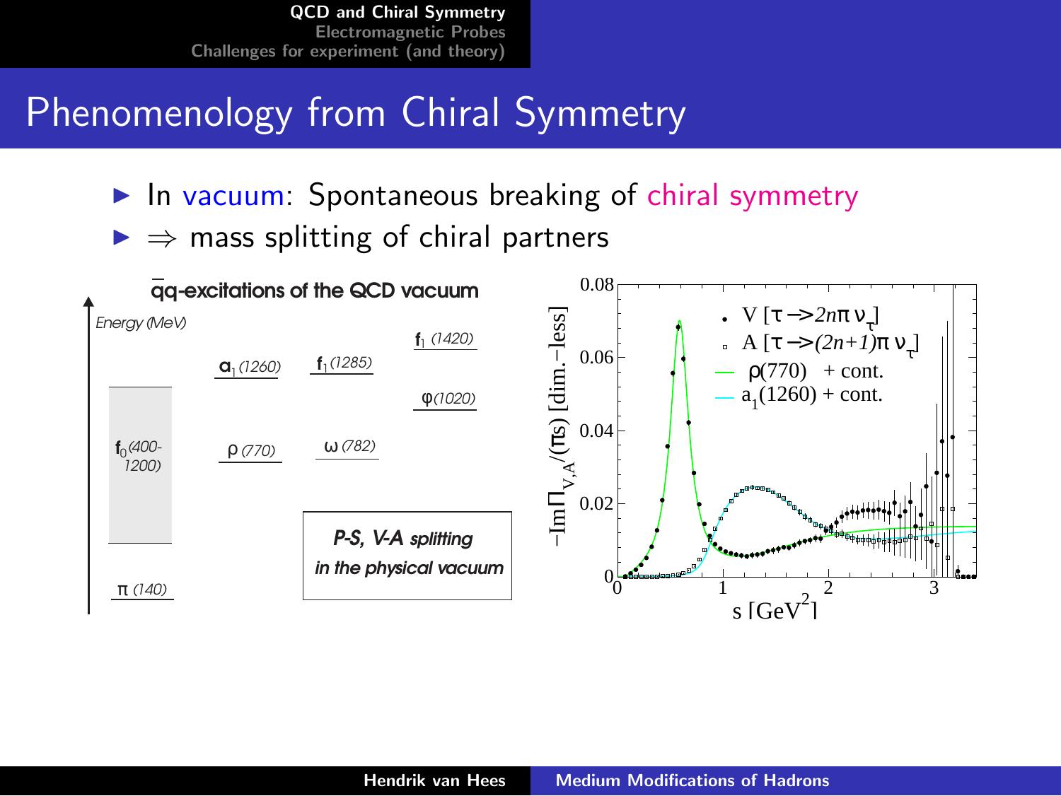# Phenomenology from Chiral Symmetry

- In vacuum: Spontaneous breaking of chiral symmetry
- $\Rightarrow$ mass splitting of chiral partners

$\bar{q}q$-excitations of the QCD vacuum

Energy (MeV)

$\pi$ (140) | $f_0$ (400-1200) | $\rho$ (770) | $a_1$ (1260) | $\omega$ (782) | $f_1$ (1285) | $\varphi$ (1020) | $f_1$ (1420)

*P-S, V-A splitting in the physical vacuum*

- V [$\tau \to 2n\pi\,\nu_\tau$]
- A [$\tau \to (2n+1)\pi\,\nu_\tau$]
- $\rho$(770) + cont.
- $a_1$(1260) + cont.

$-\mathrm{Im}\Pi_{V,A}/(\pi s)$ [dim.–less]

s [GeV$^2$]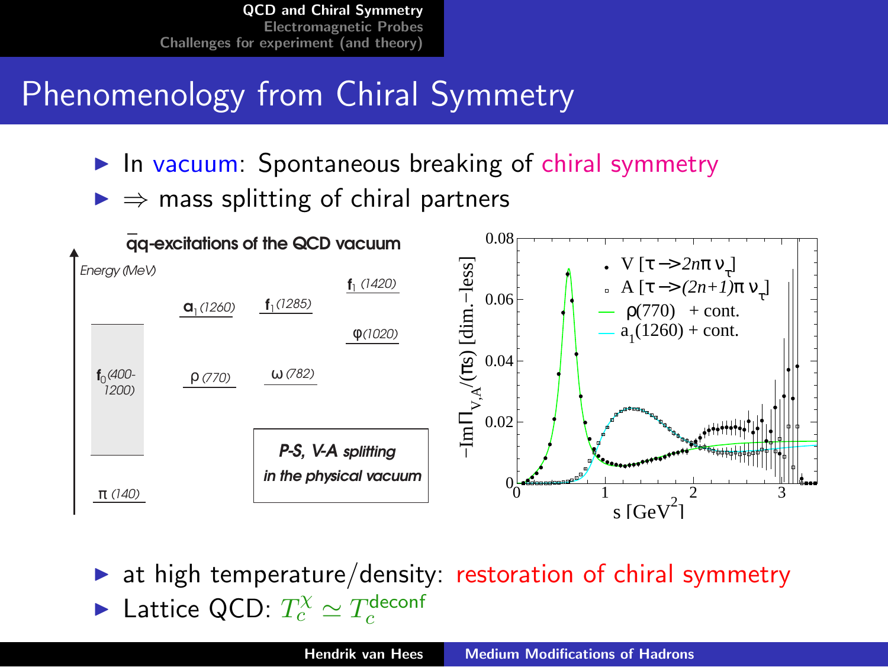# Phenomenology from Chiral Symmetry

- In vacuum: Spontaneous breaking of chiral symmetry
- $\Rightarrow$ mass splitting of chiral partners

$\bar{q}q$-excitations of the QCD vacuum

Energy (MeV)

$f_0$ (400-1200), $\pi$ (140), $\rho$ (770), $a_1$ (1260), $\omega$ (782), $f_1$ (1285), $\varphi$ (1020), $f_1$ (1420)

*P-S, V-A splitting in the physical vacuum*

- at high temperature/density: restoration of chiral symmetry
- Lattice QCD: $T_c^{\chi} \simeq T_c^{\text{deconf}}$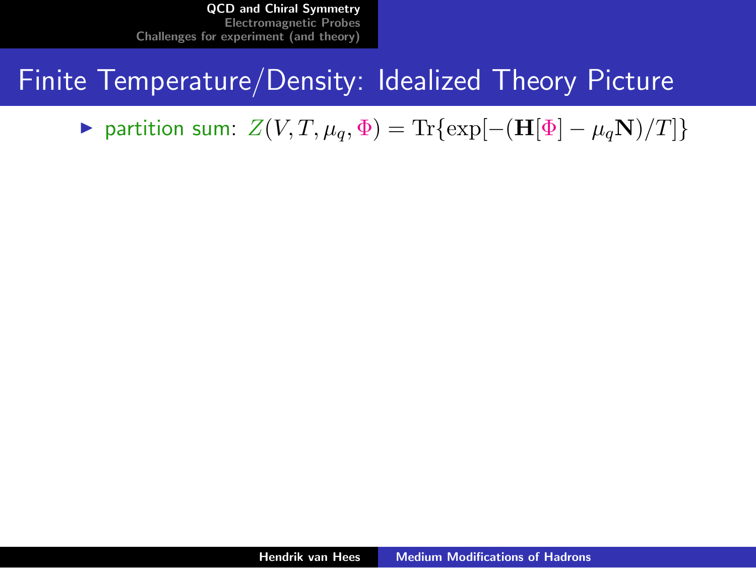# Finite Temperature/Density: Idealized Theory Picture

- partition sum: $Z(V, T, \mu_q, \Phi) = \mathrm{Tr}\{\exp[-(\mathbf{H}[\Phi] - \mu_q \mathbf{N})/T]\}$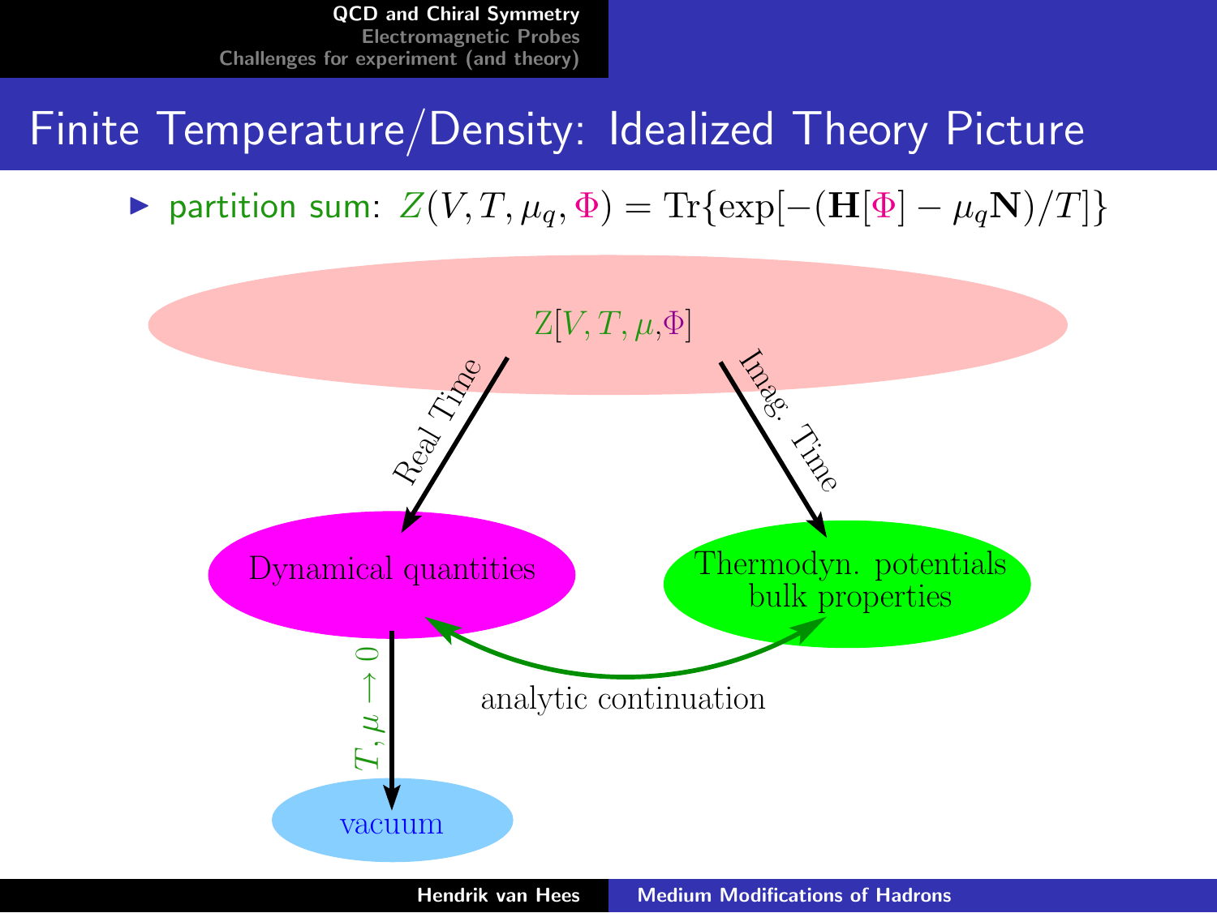# Finite Temperature/Density: Idealized Theory Picture

- partition sum: $Z(V, T, \mu_q, \Phi) = \mathrm{Tr}\{\exp[-(\mathbf{H}[\Phi] - \mu_q \mathbf{N})/T]\}$

$\mathrm{Z}[V, T, \mu, \Phi]$

Real Time

Imag. Time

Dynamical quantities

Thermodyn. potentials
bulk properties

analytic continuation

$T, \mu \to 0$

vacuum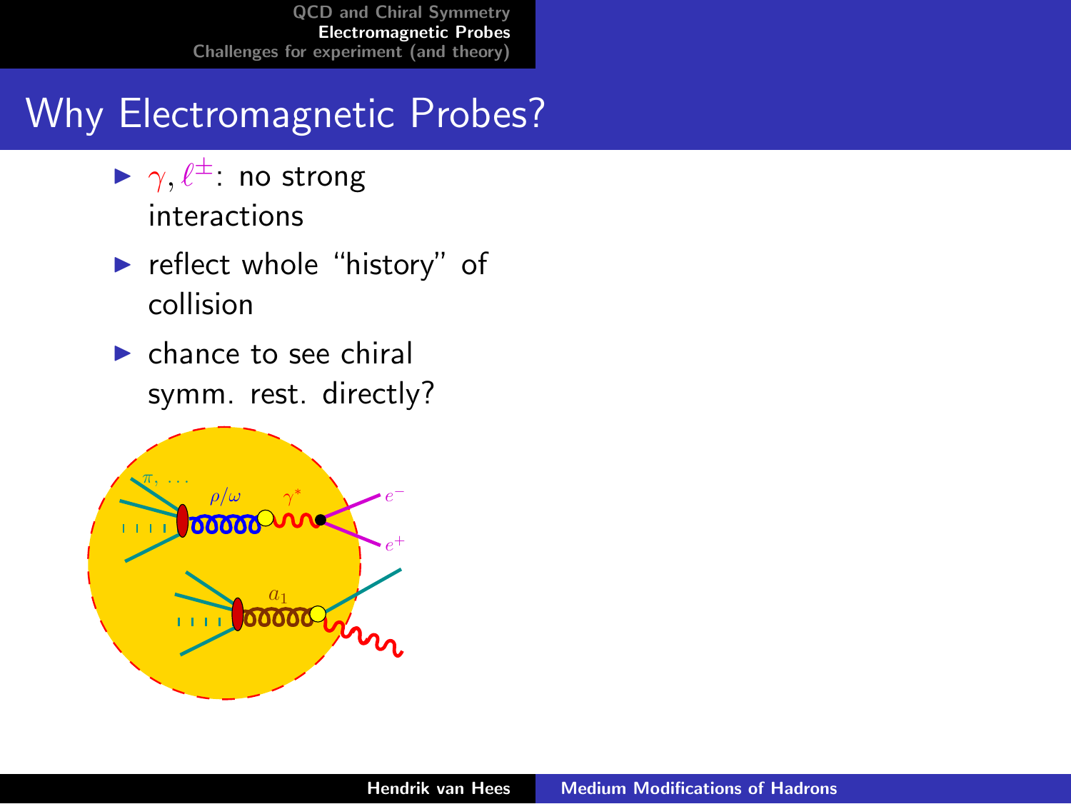# Why Electromagnetic Probes?

- $\gamma, \ell^{\pm}$: no strong interactions
- reflect whole "history" of collision
- chance to see chiral symm. rest. directly?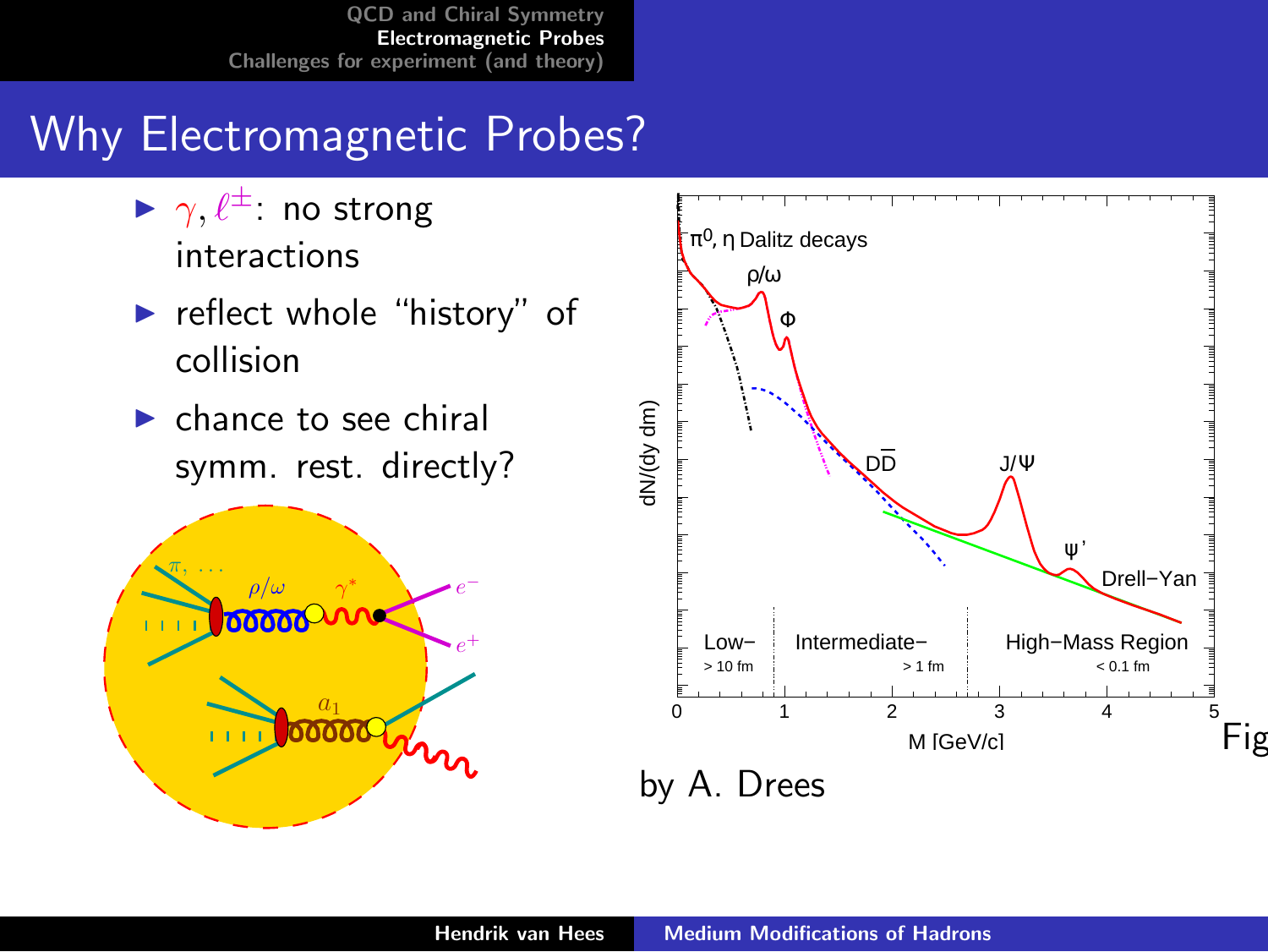# Why Electromagnetic Probes?

- $\gamma, \ell^{\pm}$: no strong interactions
- reflect whole "history" of collision
- chance to see chiral symm. rest. directly?

Fig by A. Drees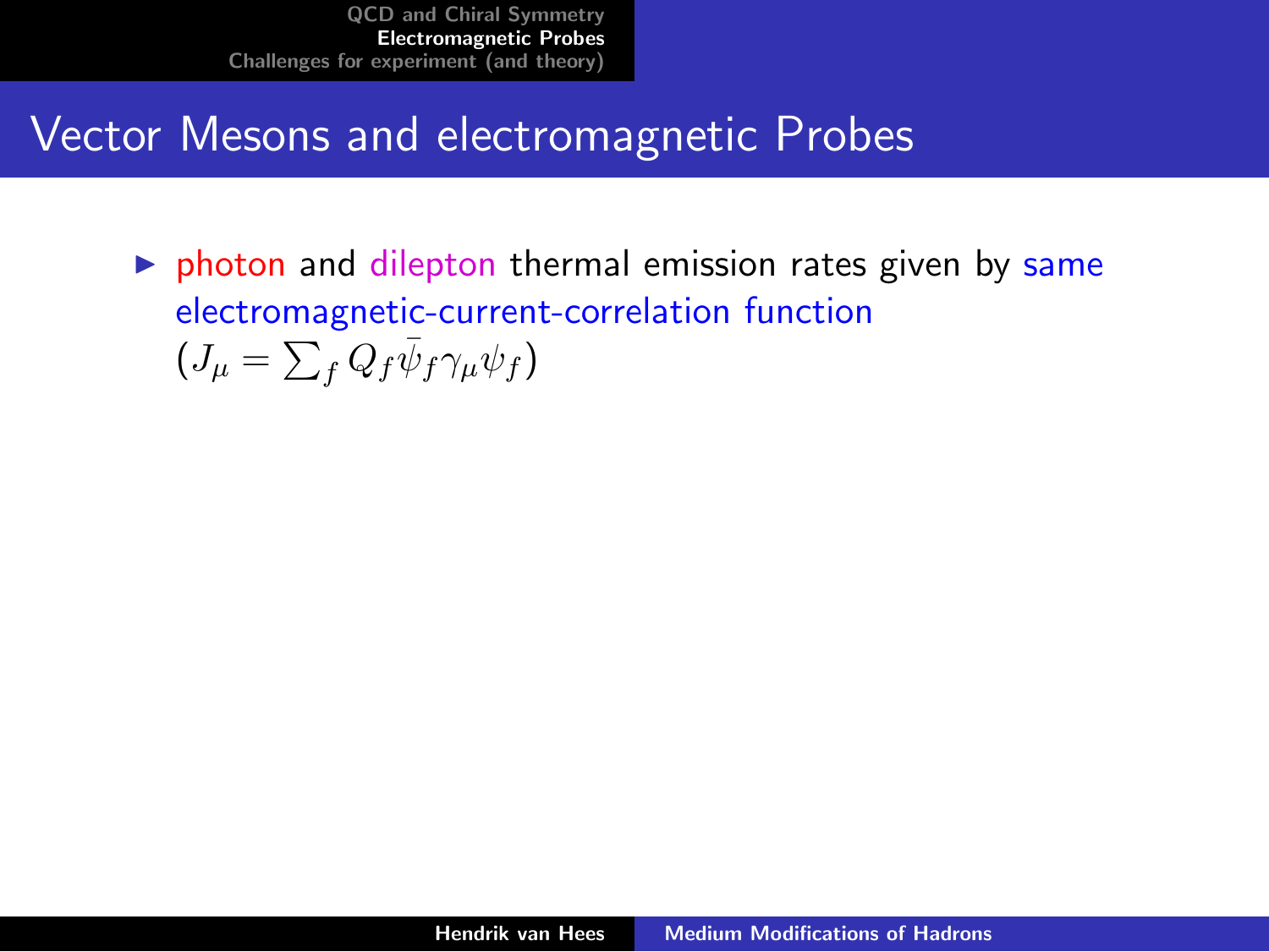# Vector Mesons and electromagnetic Probes

- photon and dilepton thermal emission rates given by same electromagnetic-current-correlation function ($J_\mu = \sum_f Q_f \bar{\psi}_f \gamma_\mu \psi_f$)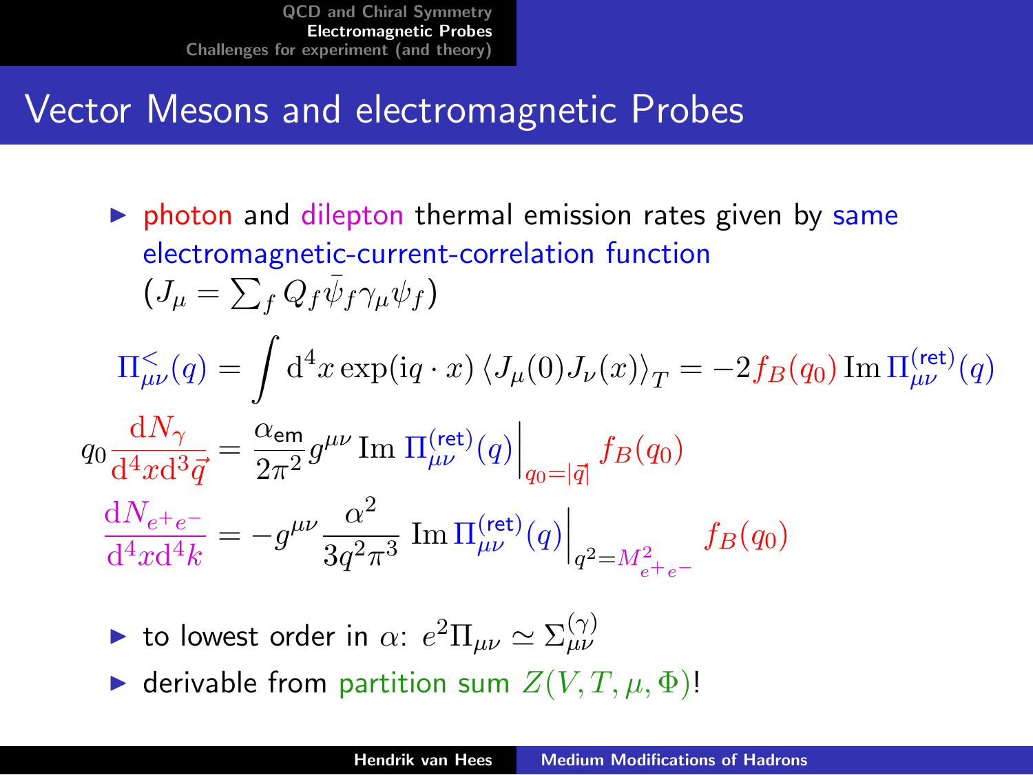# Vector Mesons and electromagnetic Probes

- photon and dilepton thermal emission rates given by same electromagnetic-current-correlation function ($J_\mu = \sum_f Q_f \bar{\psi}_f \gamma_\mu \psi_f$)

$$\Pi^{<}_{\mu\nu}(q) = \int \mathrm{d}^4 x \exp(\mathrm{i} q \cdot x) \left\langle J_\mu(0) J_\nu(x) \right\rangle_T = -2 f_B(q_0) \operatorname{Im} \Pi^{(\text{ret})}_{\mu\nu}(q)$$

$$q_0 \frac{\mathrm{d}N_\gamma}{\mathrm{d}^4 x \mathrm{d}^3 \vec{q}} = \frac{\alpha_{\text{em}}}{2\pi^2} g^{\mu\nu} \operatorname{Im} \Pi^{(\text{ret})}_{\mu\nu}(q) \Big|_{q_0 = |\vec{q}|} f_B(q_0)$$

$$\frac{\mathrm{d}N_{e^+e^-}}{\mathrm{d}^4 x \mathrm{d}^4 k} = -g^{\mu\nu} \frac{\alpha^2}{3q^2\pi^3} \operatorname{Im} \Pi^{(\text{ret})}_{\mu\nu}(q) \Big|_{q^2 = M^2_{e^+e^-}} f_B(q_0)$$

- to lowest order in $\alpha$: $e^2 \Pi_{\mu\nu} \simeq \Sigma^{(\gamma)}_{\mu\nu}$
- derivable from partition sum $Z(V, T, \mu, \Phi)$!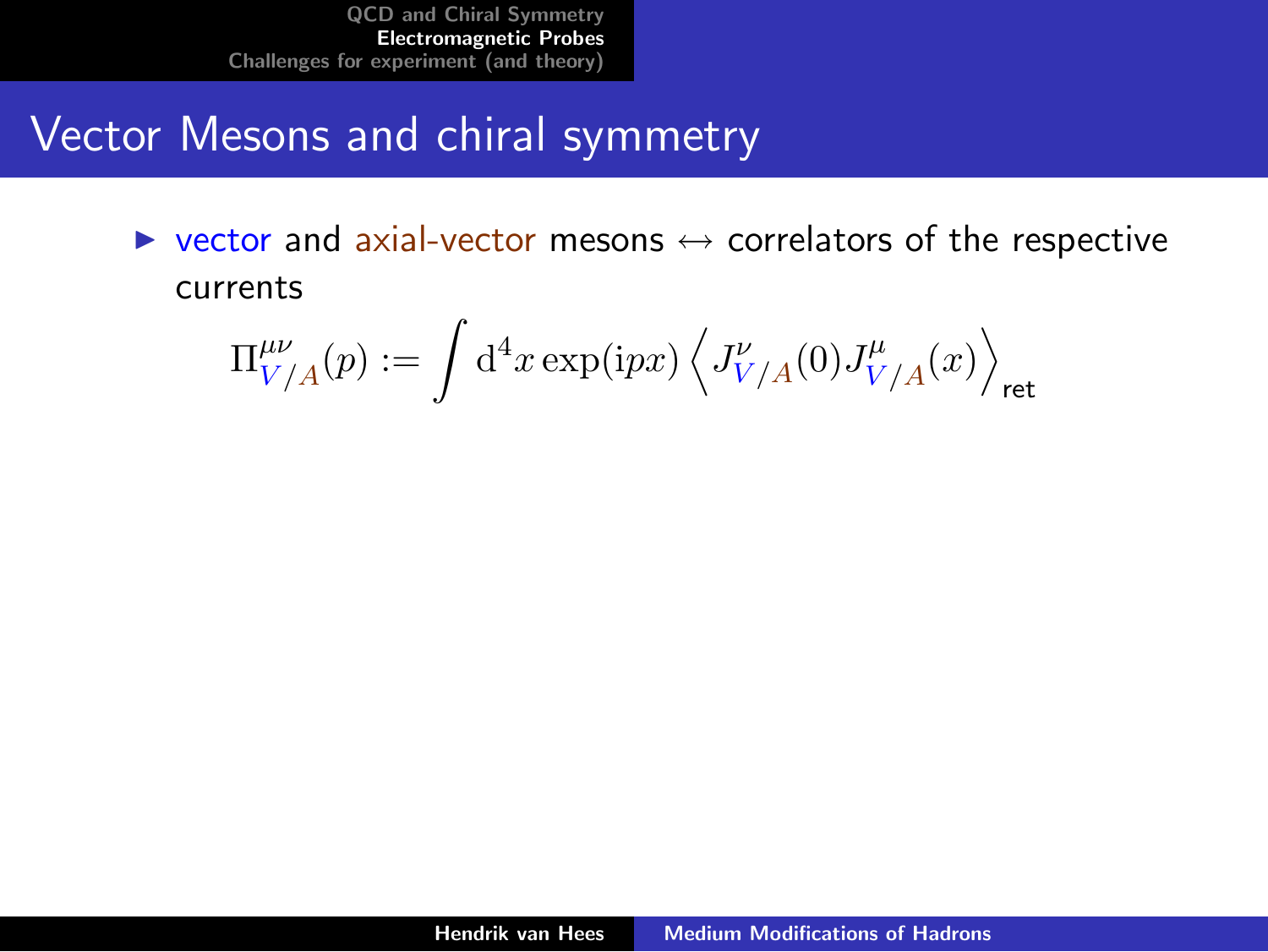# Vector Mesons and chiral symmetry

- vector and axial-vector mesons ↔ correlators of the respective currents

$$\Pi^{\mu\nu}_{V/A}(p) := \int \mathrm{d}^4 x \exp(\mathrm{i} p x) \left\langle J^{\nu}_{V/A}(0) J^{\mu}_{V/A}(x) \right\rangle_{\text{ret}}$$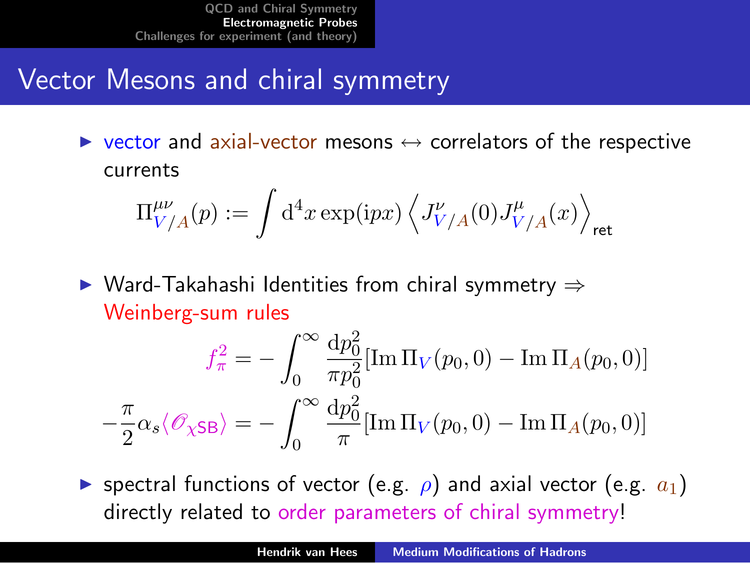# Vector Mesons and chiral symmetry

- vector and axial-vector mesons $\leftrightarrow$ correlators of the respective currents

$$\Pi^{\mu\nu}_{V/A}(p) := \int \mathrm{d}^4 x \exp(\mathrm{i}px) \left\langle J^{\nu}_{V/A}(0) J^{\mu}_{V/A}(x) \right\rangle_{\text{ret}}$$

- Ward-Takahashi Identities from chiral symmetry $\Rightarrow$ Weinberg-sum rules

$$f_\pi^2 = -\int_0^\infty \frac{\mathrm{d}p_0^2}{\pi p_0^2} [\operatorname{Im} \Pi_V(p_0, 0) - \operatorname{Im} \Pi_A(p_0, 0)]$$

$$-\frac{\pi}{2} \alpha_s \langle \mathscr{O}_{\chi\text{SB}} \rangle = -\int_0^\infty \frac{\mathrm{d}p_0^2}{\pi} [\operatorname{Im} \Pi_V(p_0, 0) - \operatorname{Im} \Pi_A(p_0, 0)]$$

- spectral functions of vector (e.g. $\rho$) and axial vector (e.g. $a_1$) directly related to order parameters of chiral symmetry!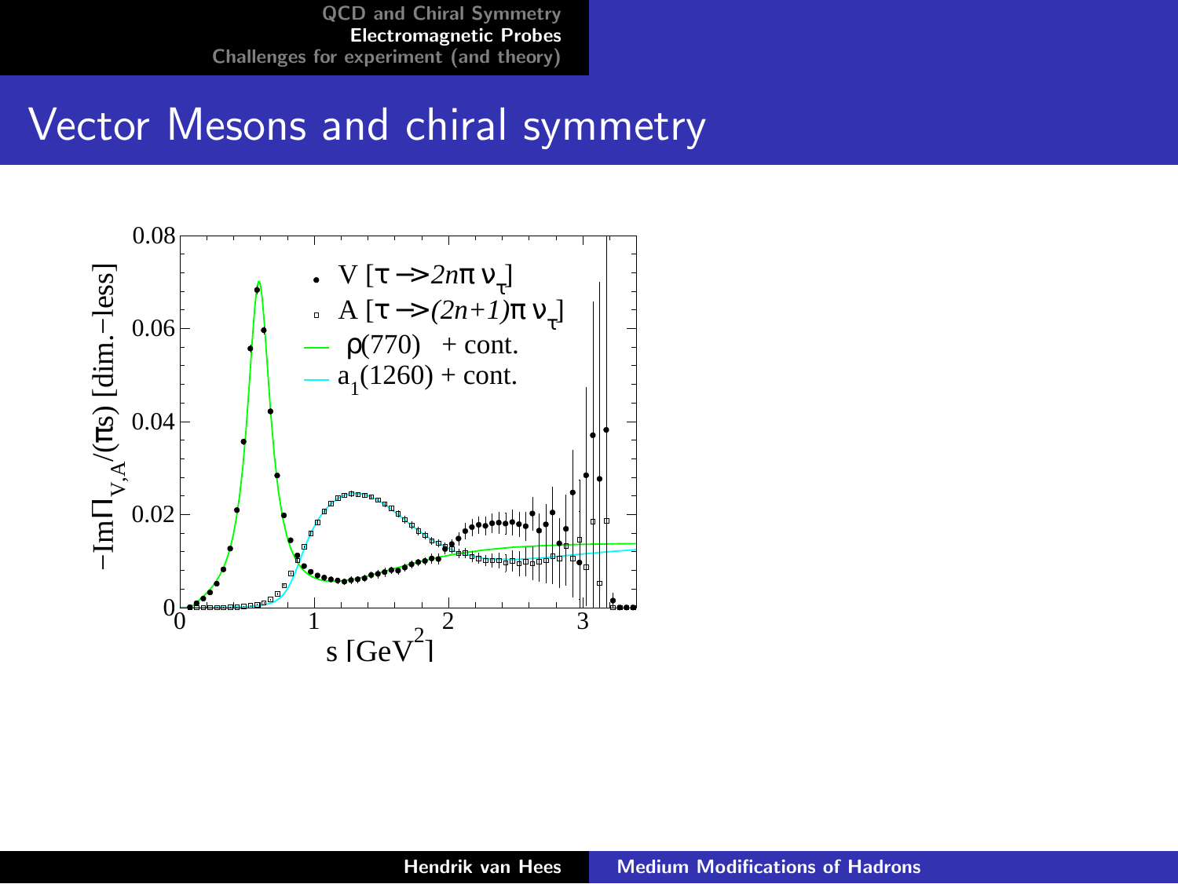# Vector Mesons and chiral symmetry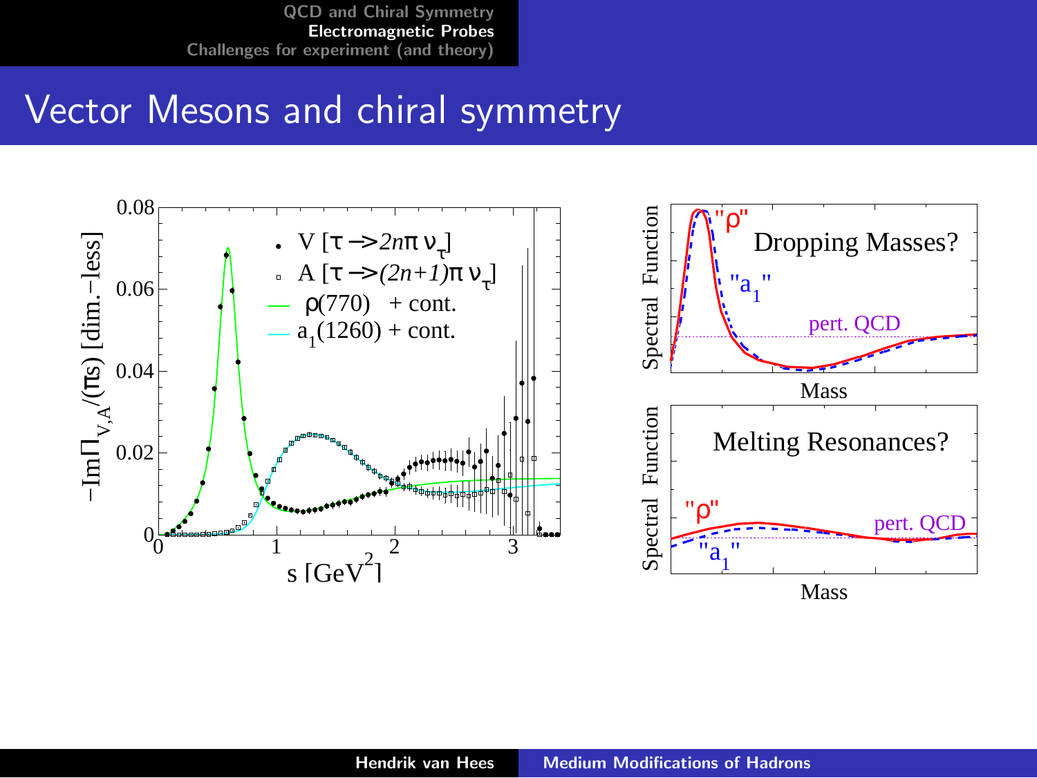# Vector Mesons and chiral symmetry

- V [$\tau \to 2n\pi\,\nu_\tau$]
- A [$\tau \to (2n+1)\pi\,\nu_\tau$]
- $\rho(770)$ + cont.
- $a_1(1260)$ + cont.

$-\mathrm{Im}\Pi_{V,A}/(\pi s)$ [dim.−less]

$s$ [GeV$^2$]

Dropping Masses?

Melting Resonances?

"$\rho$" "$a_1$" pert. QCD

Spectral Function

Mass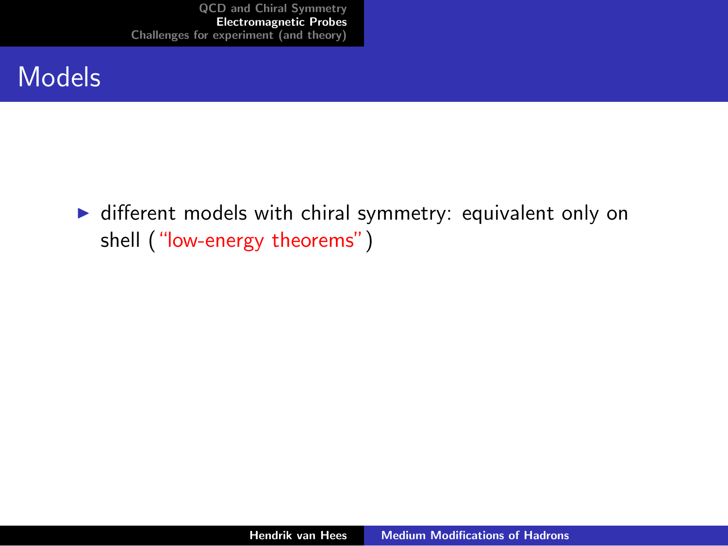# Models

- different models with chiral symmetry: equivalent only on shell ("low-energy theorems")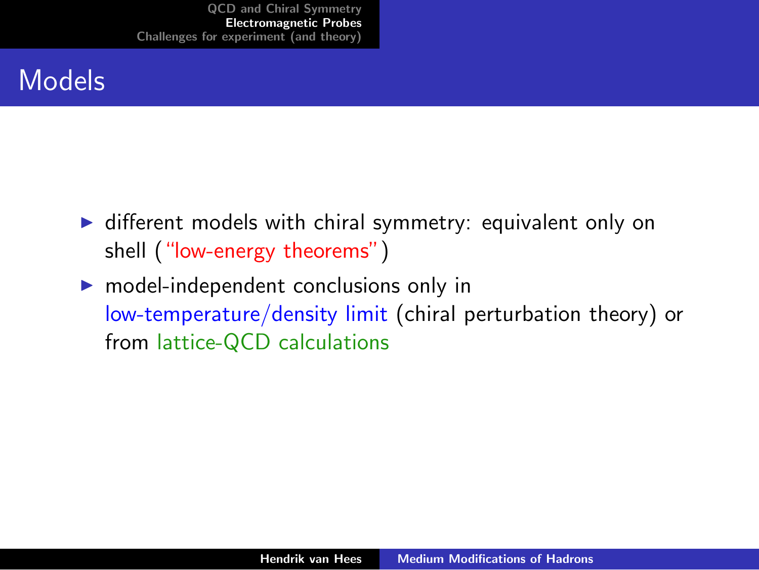# Models

- different models with chiral symmetry: equivalent only on shell ("low-energy theorems")
- model-independent conclusions only in low-temperature/density limit (chiral perturbation theory) or from lattice-QCD calculations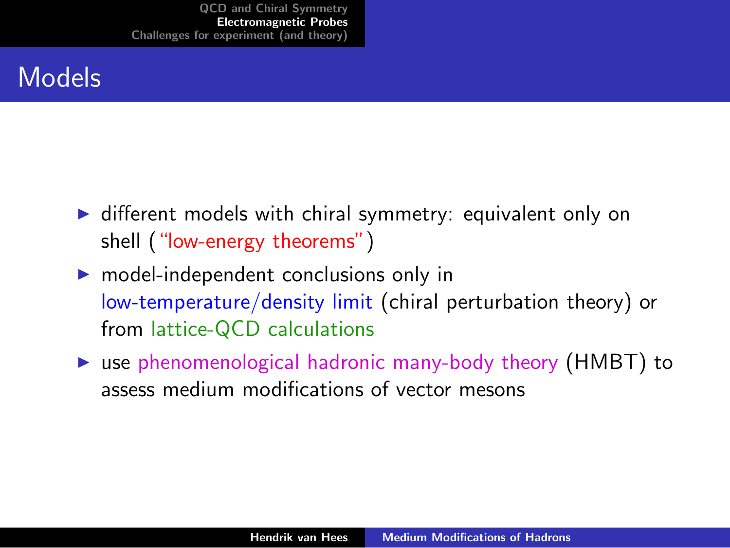# Models

- different models with chiral symmetry: equivalent only on shell ("low-energy theorems")
- model-independent conclusions only in low-temperature/density limit (chiral perturbation theory) or from lattice-QCD calculations
- use phenomenological hadronic many-body theory (HMBT) to assess medium modifications of vector mesons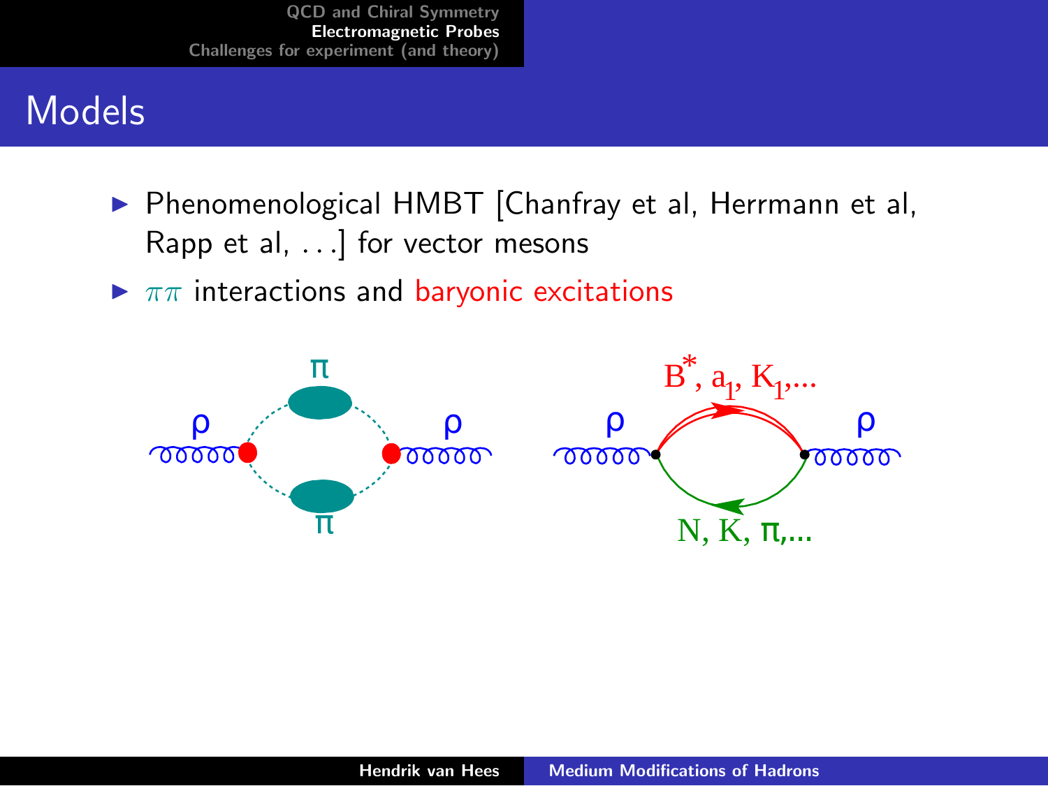# Models

- Phenomenological HMBT [Chanfray et al, Herrmann et al, Rapp et al, ...] for vector mesons
- $\pi\pi$ interactions and baryonic excitations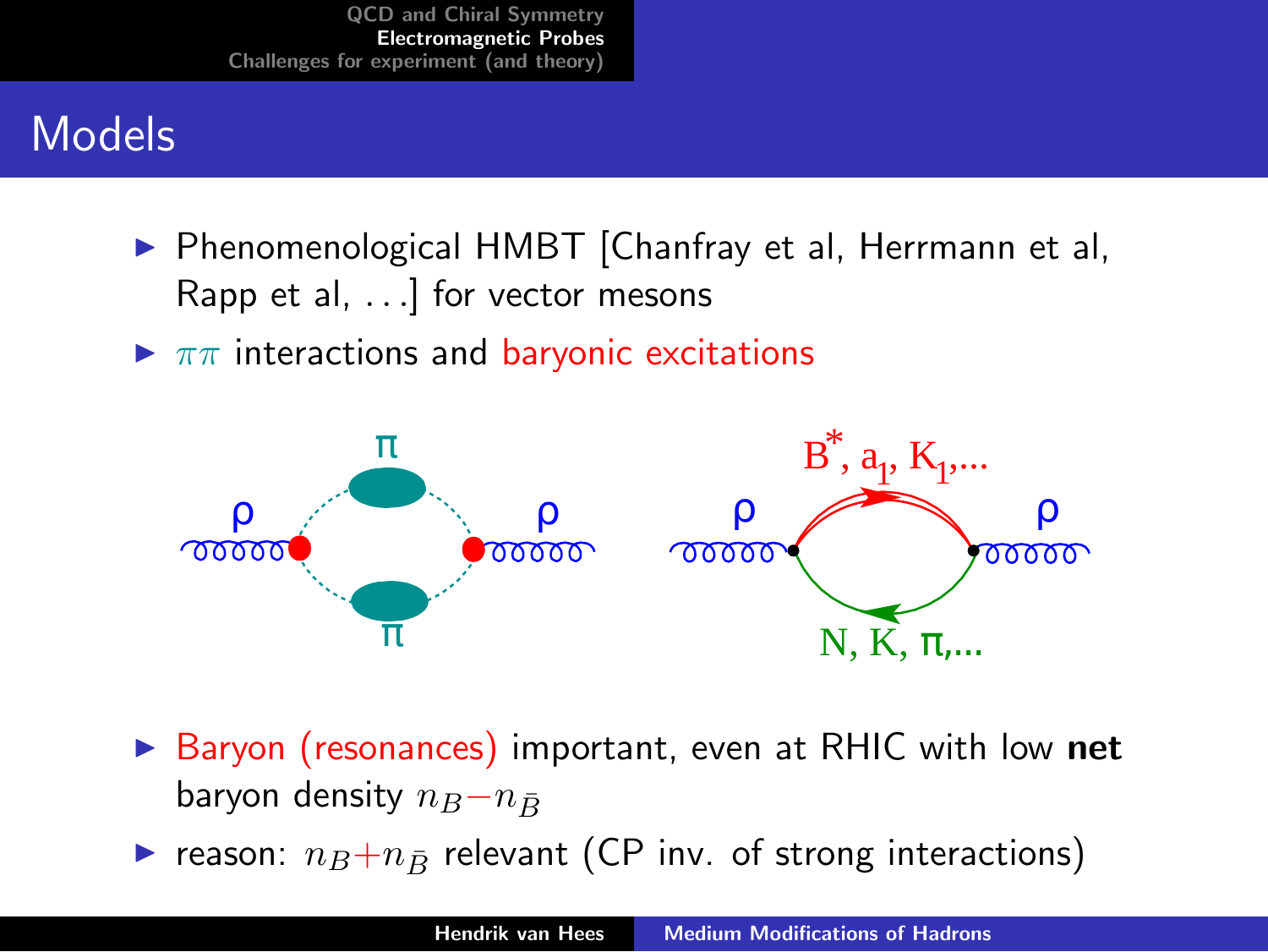# Models

- Phenomenological HMBT [Chanfray et al, Herrmann et al, Rapp et al, ...] for vector mesons
- $\pi\pi$ interactions and baryonic excitations

- Baryon (resonances) important, even at RHIC with low **net** baryon density $n_B - n_{\bar{B}}$
- reason: $n_B + n_{\bar{B}}$ relevant (CP inv. of strong interactions)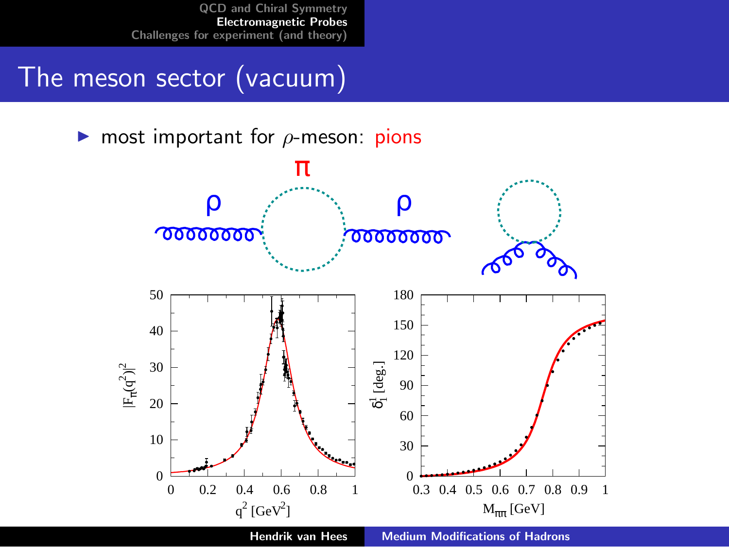# The meson sector (vacuum)

- most important for $\rho$-meson: pions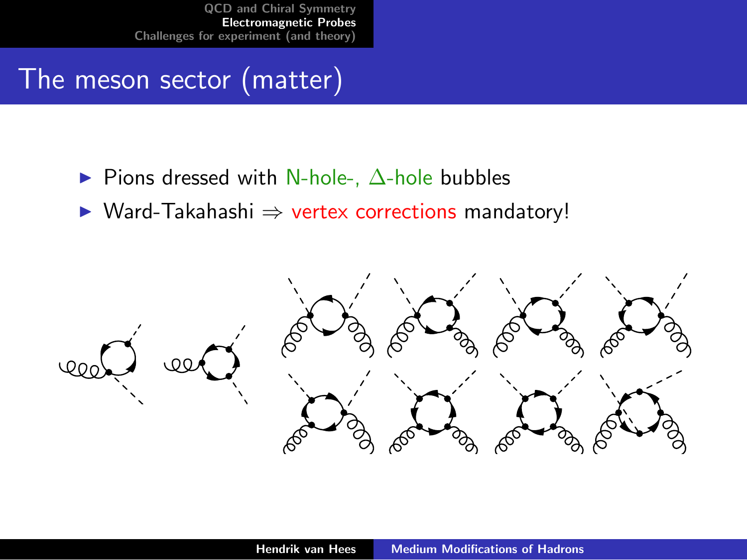# The meson sector (matter)

- Pions dressed with N-hole-, $\Delta$-hole bubbles
- Ward-Takahashi $\Rightarrow$ vertex corrections mandatory!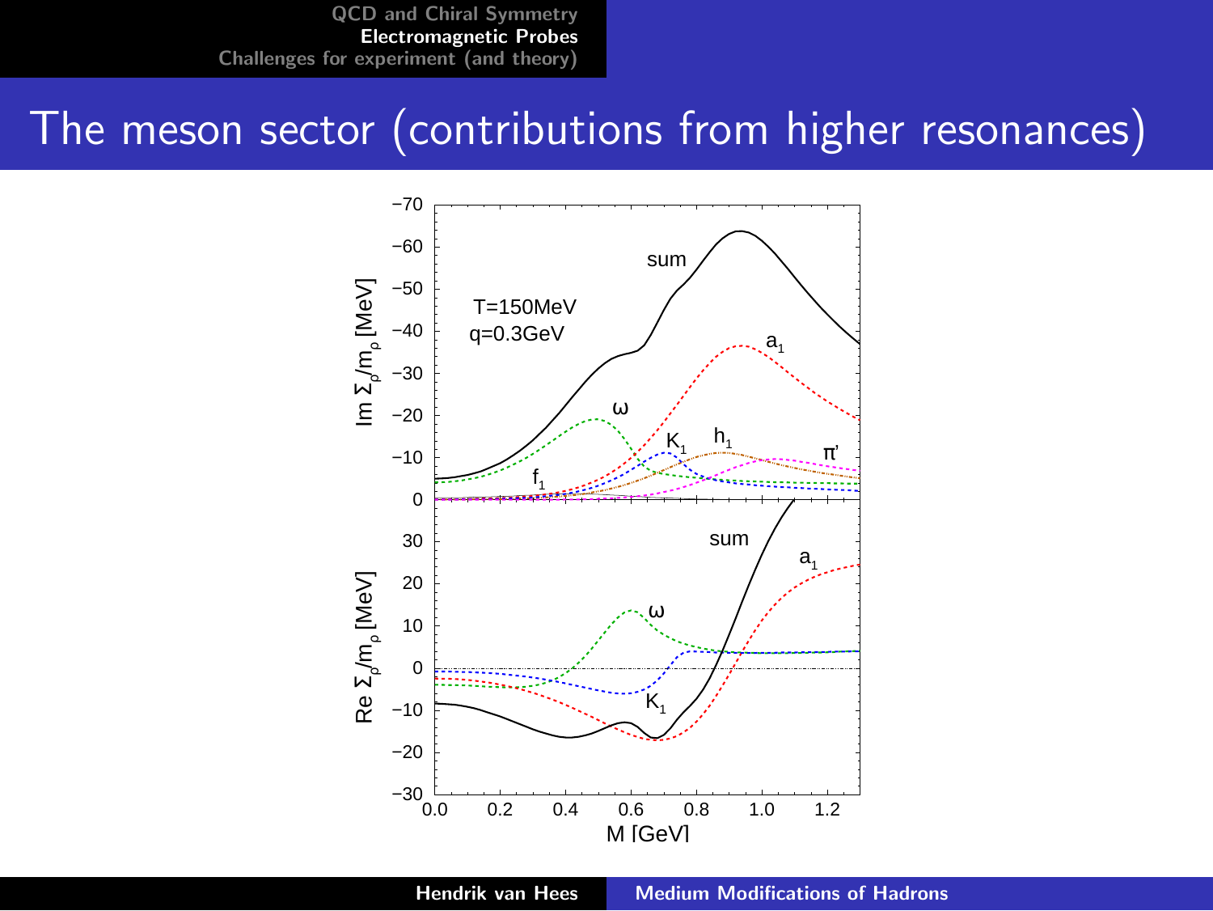# The meson sector (contributions from higher resonances)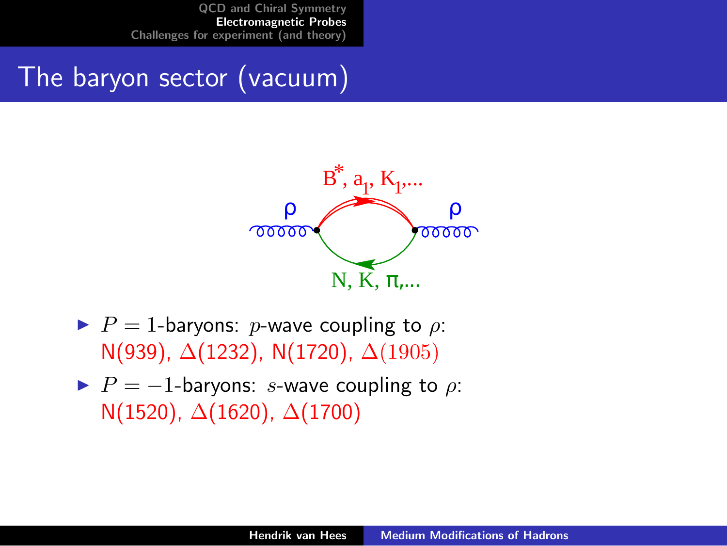# The baryon sector (vacuum)

- $P = 1$-baryons: $p$-wave coupling to $\rho$:
  N(939), $\Delta$(1232), N(1720), $\Delta(1905)$
- $P = -1$-baryons: $s$-wave coupling to $\rho$:
  N(1520), $\Delta$(1620), $\Delta$(1700)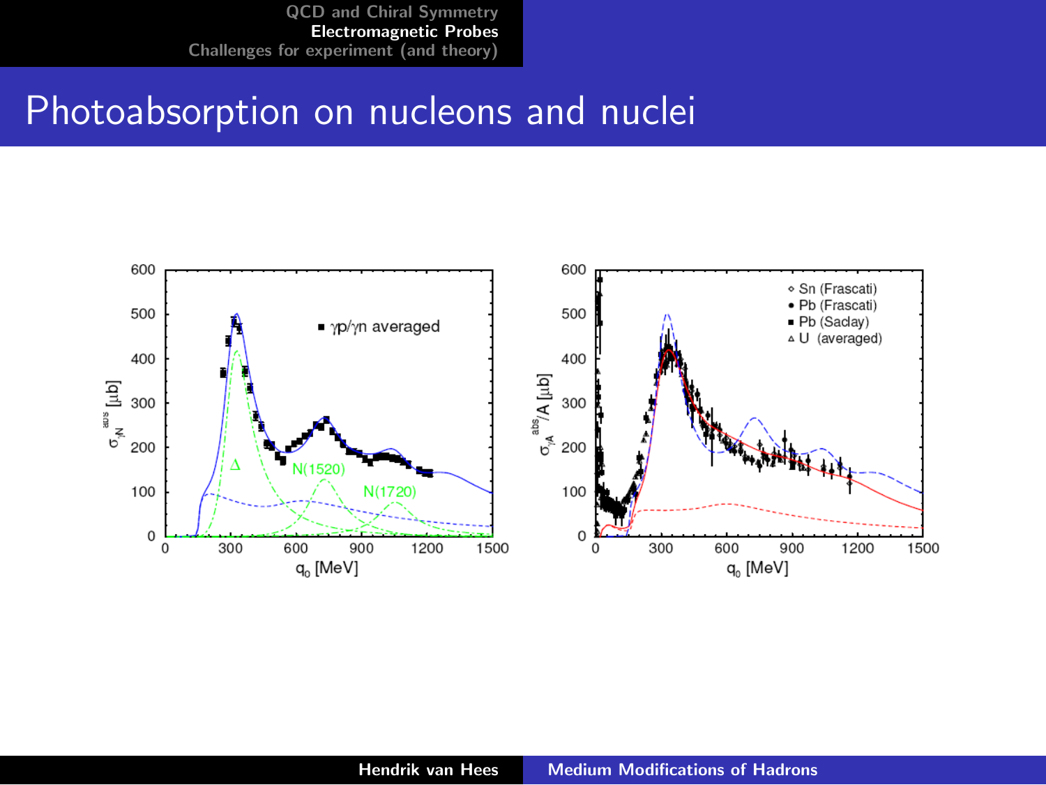# Photoabsorption on nucleons and nuclei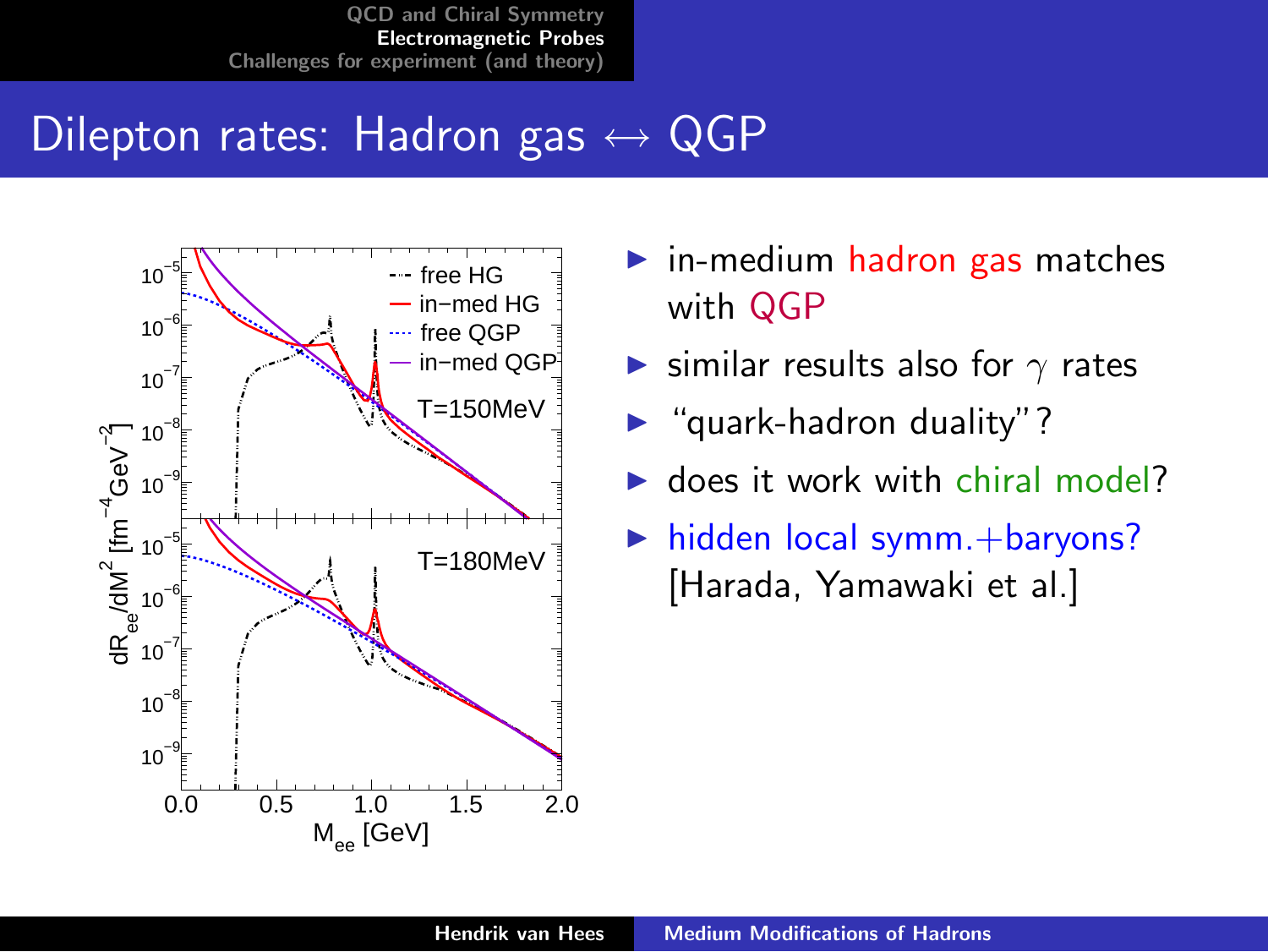# Dilepton rates: Hadron gas ↔ QGP

- in-medium hadron gas matches with QGP
- similar results also for $\gamma$ rates
- "quark-hadron duality"?
- does it work with chiral model?
- hidden local symm.+baryons? [Harada, Yamawaki et al.]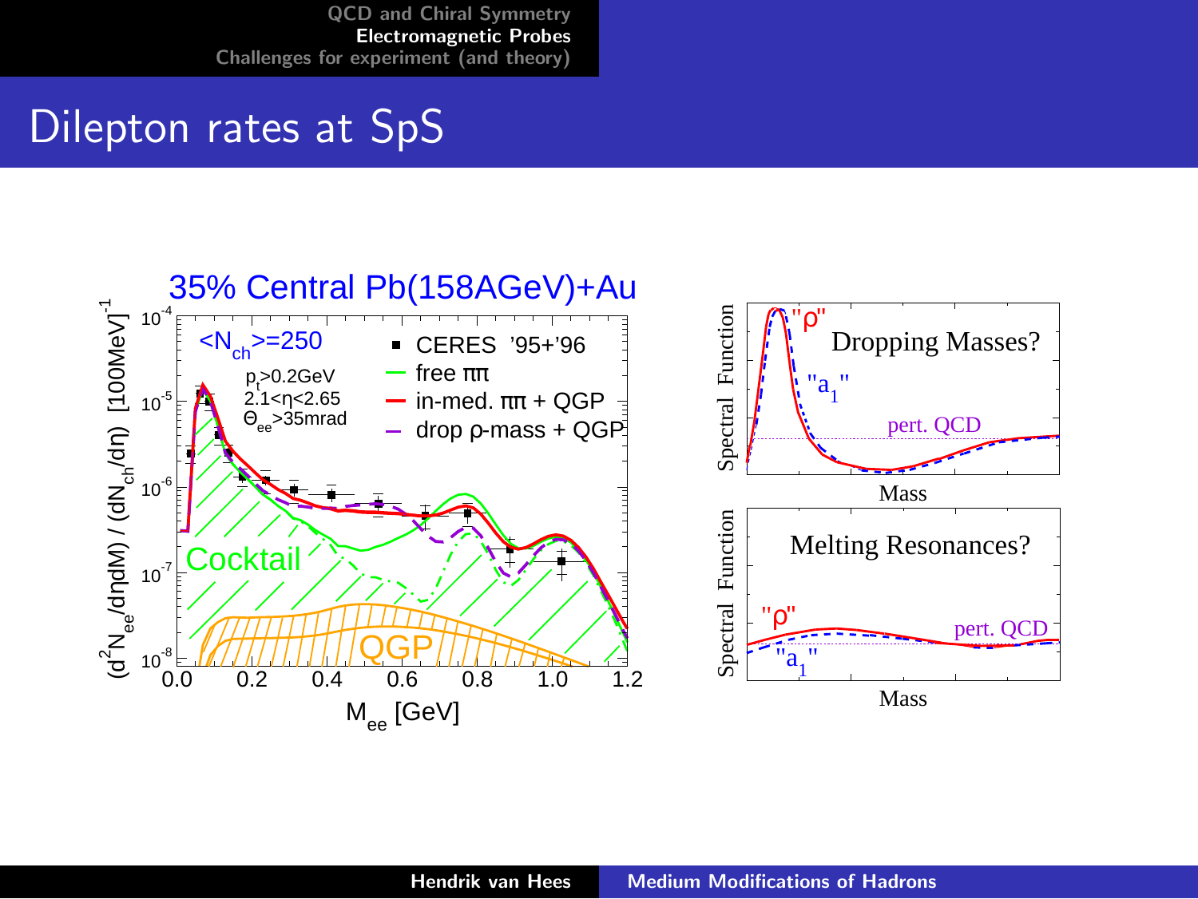# Dilepton rates at SpS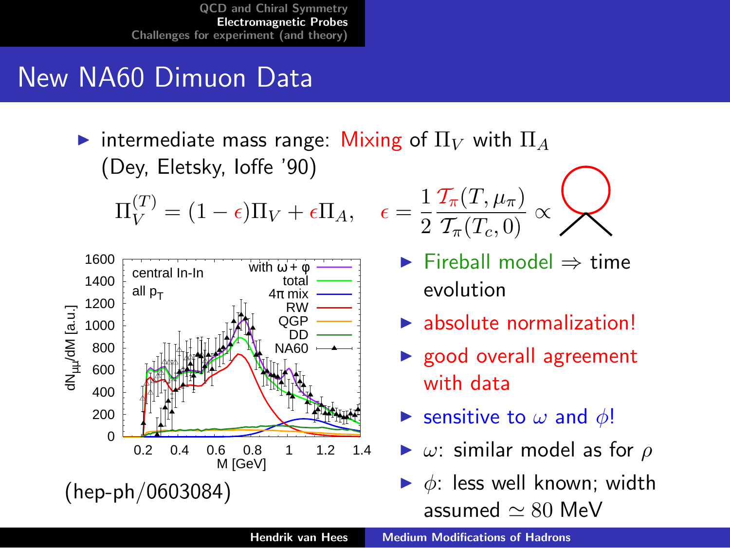# New NA60 Dimuon Data

- intermediate mass range: Mixing of $\Pi_V$ with $\Pi_A$ (Dey, Eletsky, Ioffe '90)

$$\Pi_V^{(T)} = (1-\epsilon)\Pi_V + \epsilon \Pi_A, \quad \epsilon = \frac{1}{2}\frac{\mathcal{T}_\pi(T,\mu_\pi)}{\mathcal{T}_\pi(T_c,0)} \propto$$

(hep-ph/0603084)

- Fireball model $\Rightarrow$ time evolution
- absolute normalization!
- good overall agreement with data
- sensitive to $\omega$ and $\phi$!
- $\omega$: similar model as for $\rho$
- $\phi$: less well known; width assumed $\simeq 80$ MeV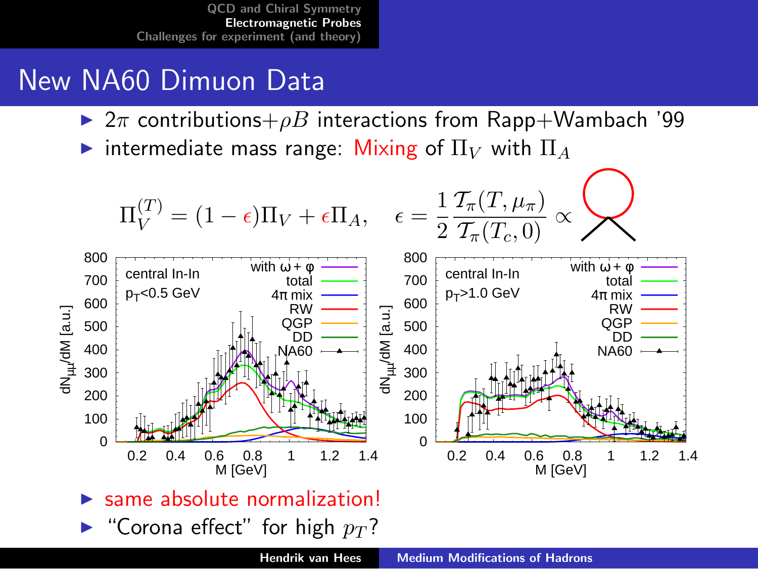# New NA60 Dimuon Data

- $2\pi$ contributions+$\rho B$ interactions from Rapp+Wambach '99
- intermediate mass range: Mixing of $\Pi_V$ with $\Pi_A$

$$\Pi_V^{(T)} = (1-\epsilon)\Pi_V + \epsilon\Pi_A, \quad \epsilon = \frac{1}{2}\frac{\mathcal{T}_\pi(T,\mu_\pi)}{\mathcal{T}_\pi(T_c,0)} \propto$$

- same absolute normalization!
- "Corona effect" for high $p_T$?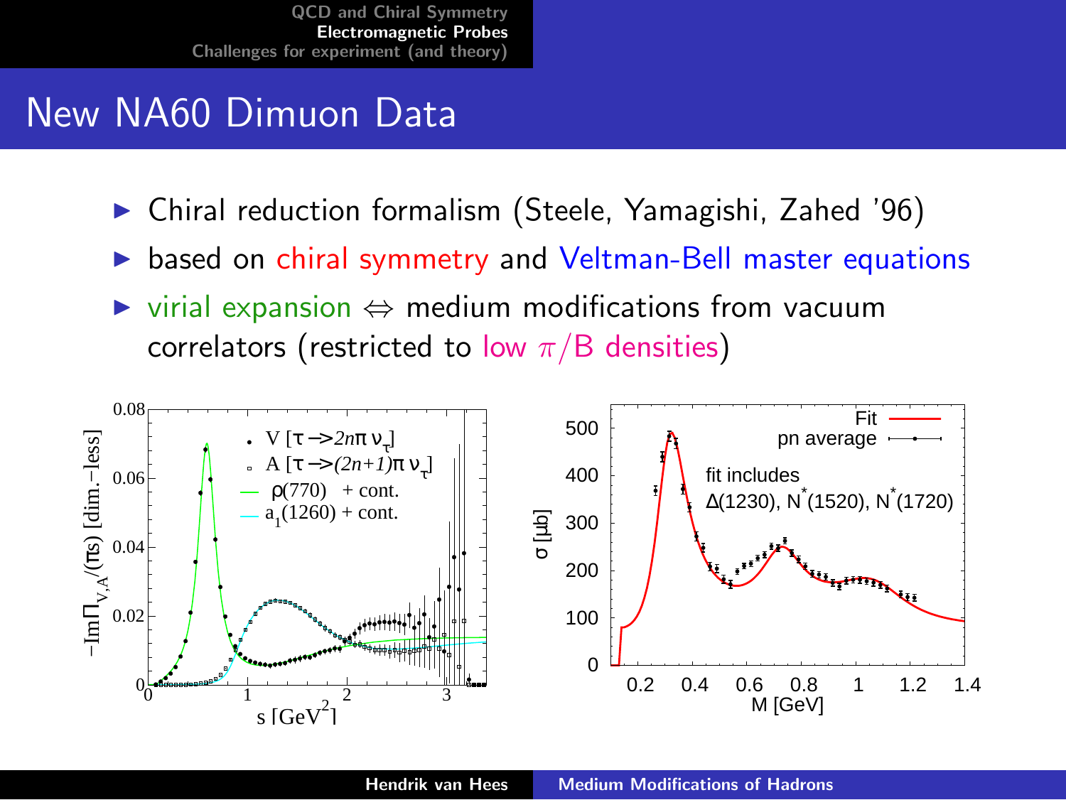# New NA60 Dimuon Data

- Chiral reduction formalism (Steele, Yamagishi, Zahed '96)
- based on chiral symmetry and Veltman-Bell master equations
- virial expansion $\Leftrightarrow$ medium modifications from vacuum correlators (restricted to low $\pi$/B densities)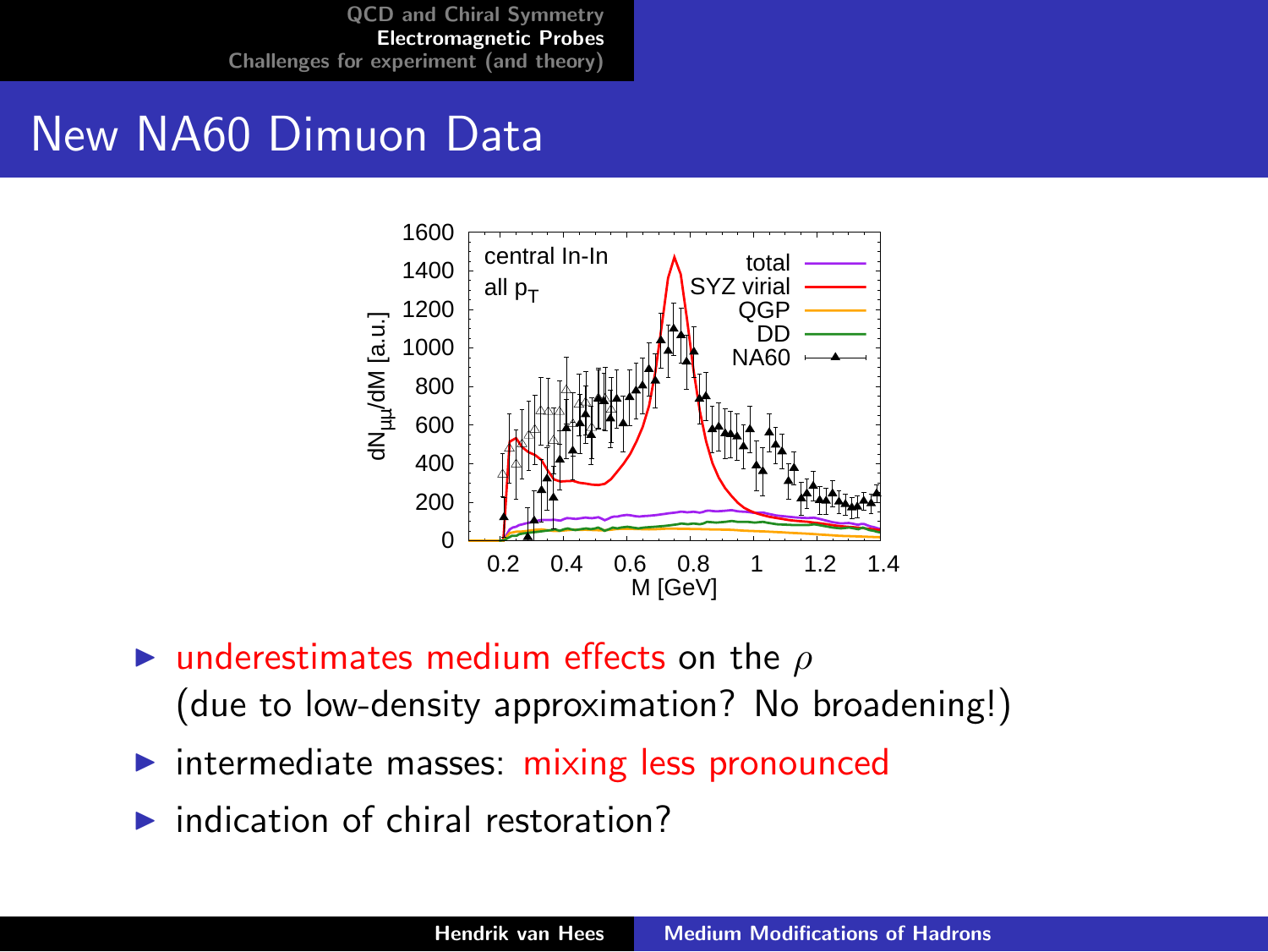# New NA60 Dimuon Data

- underestimates medium effects on the $\rho$ (due to low-density approximation? No broadening!)
- intermediate masses: mixing less pronounced
- indication of chiral restoration?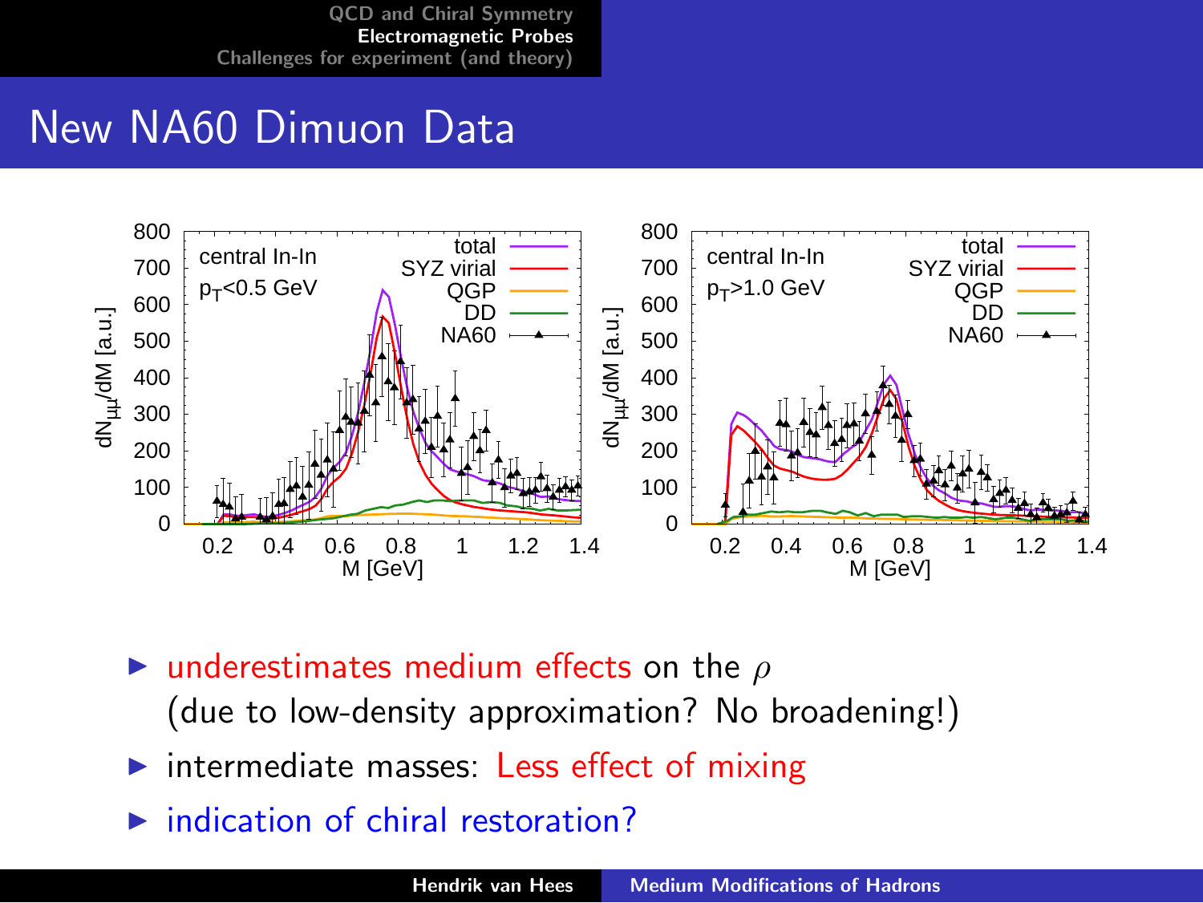# New NA60 Dimuon Data

- underestimates medium effects on the $\rho$ (due to low-density approximation? No broadening!)
- intermediate masses: Less effect of mixing
- indication of chiral restoration?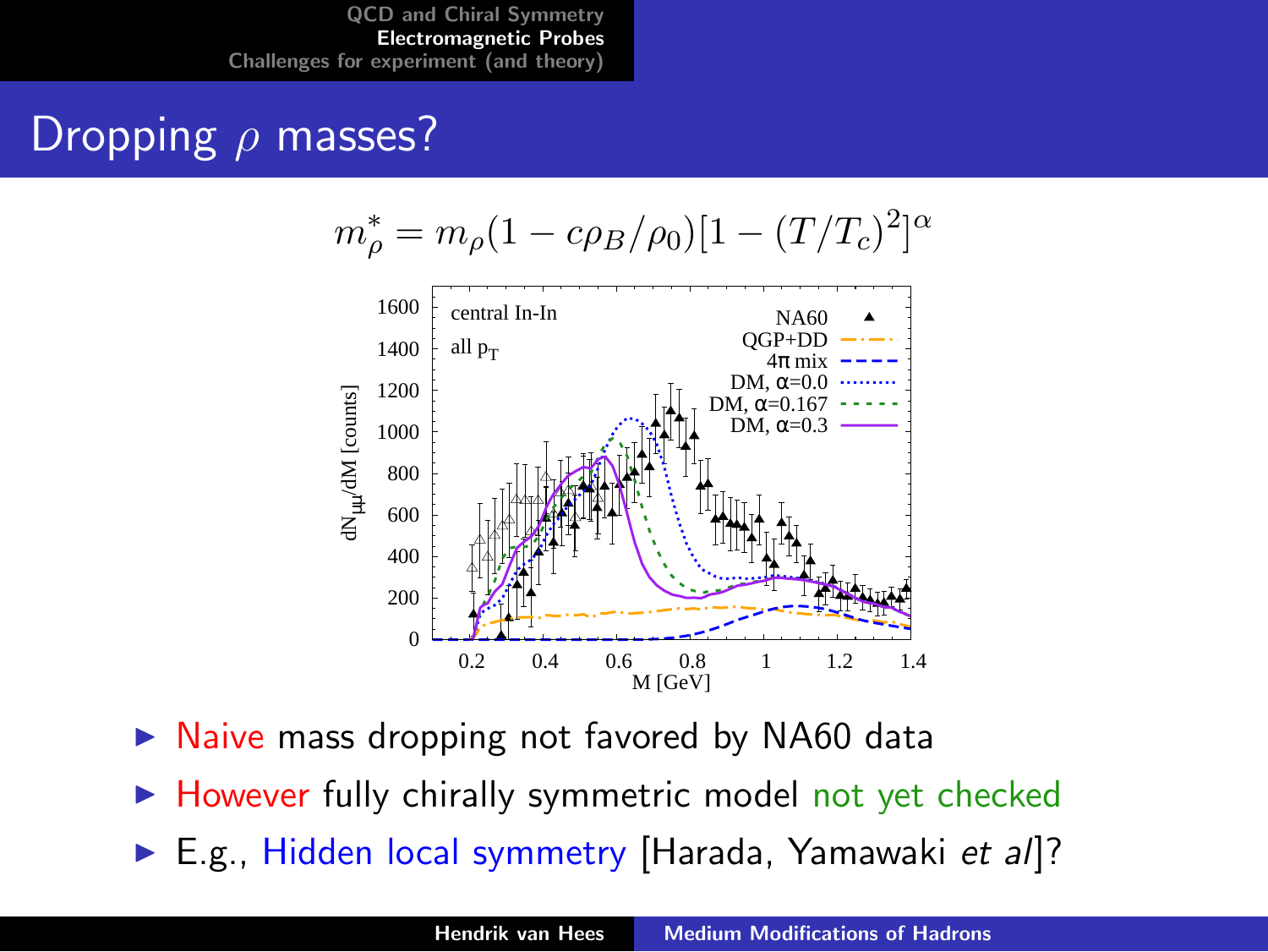# Dropping $\rho$ masses?

$$m_\rho^* = m_\rho(1 - c\rho_B/\rho_0)[1 - (T/T_c)^2]^\alpha$$

- Naive mass dropping not favored by NA60 data
- However fully chirally symmetric model not yet checked
- E.g., Hidden local symmetry [Harada, Yamawaki *et al*]?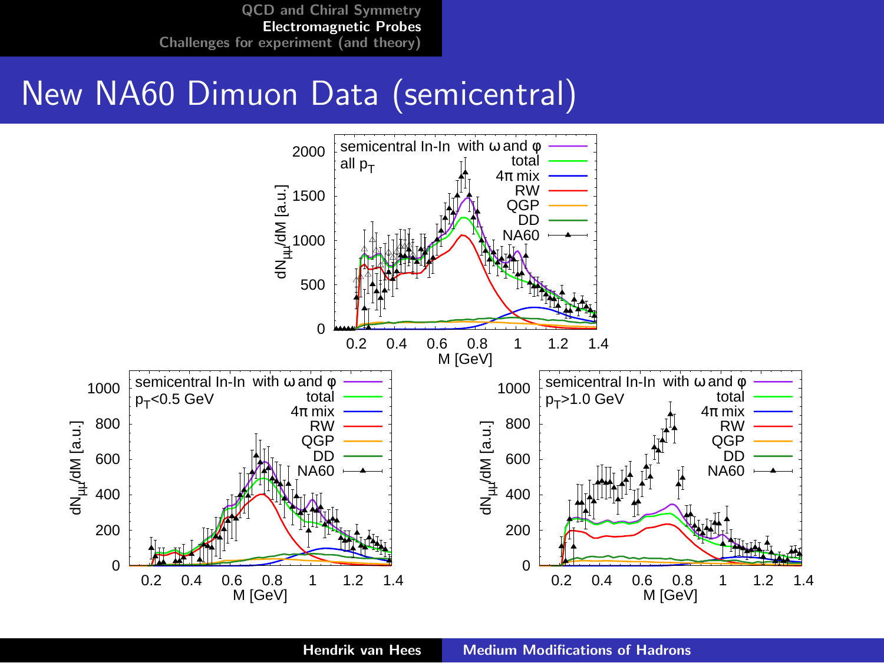# New NA60 Dimuon Data (semicentral)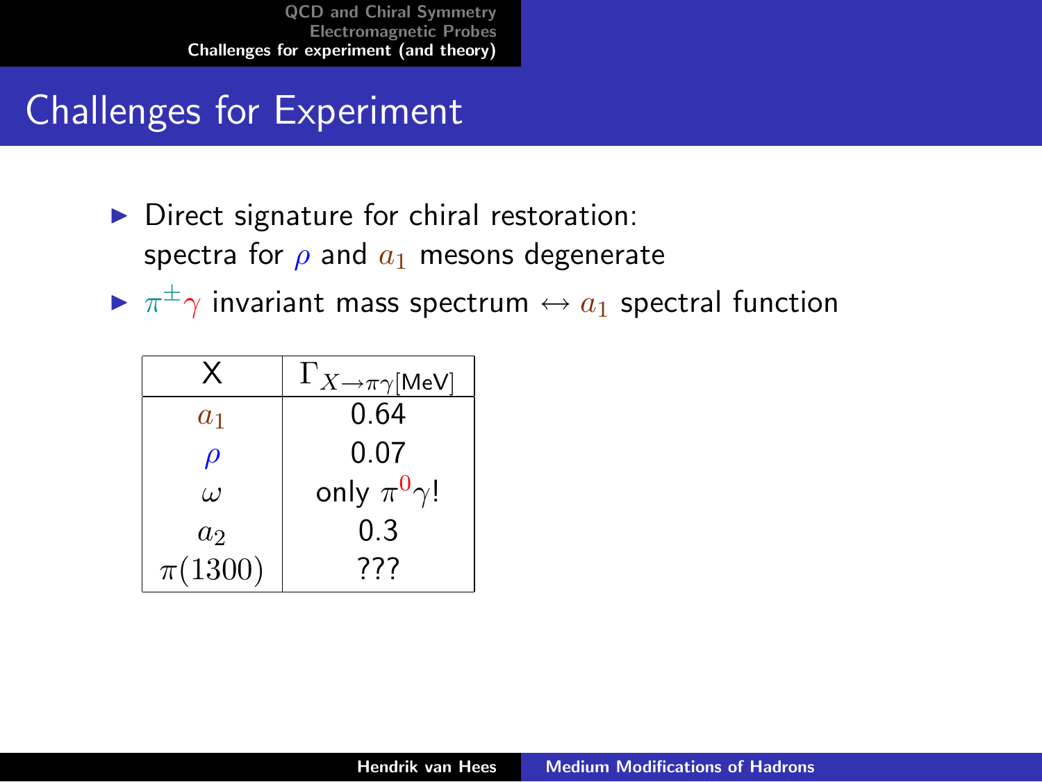# Challenges for Experiment

- Direct signature for chiral restoration:
  spectra for $\rho$ and $a_1$ mesons degenerate
- $\pi^{\pm}\gamma$ invariant mass spectrum $\leftrightarrow$ $a_1$ spectral function

| X | $\Gamma_{X \to \pi\gamma}$[MeV] |
|---|---|
| $a_1$ | 0.64 |
| $\rho$ | 0.07 |
| $\omega$ | only $\pi^0\gamma$! |
| $a_2$ | 0.3 |
| $\pi(1300)$ | ??? |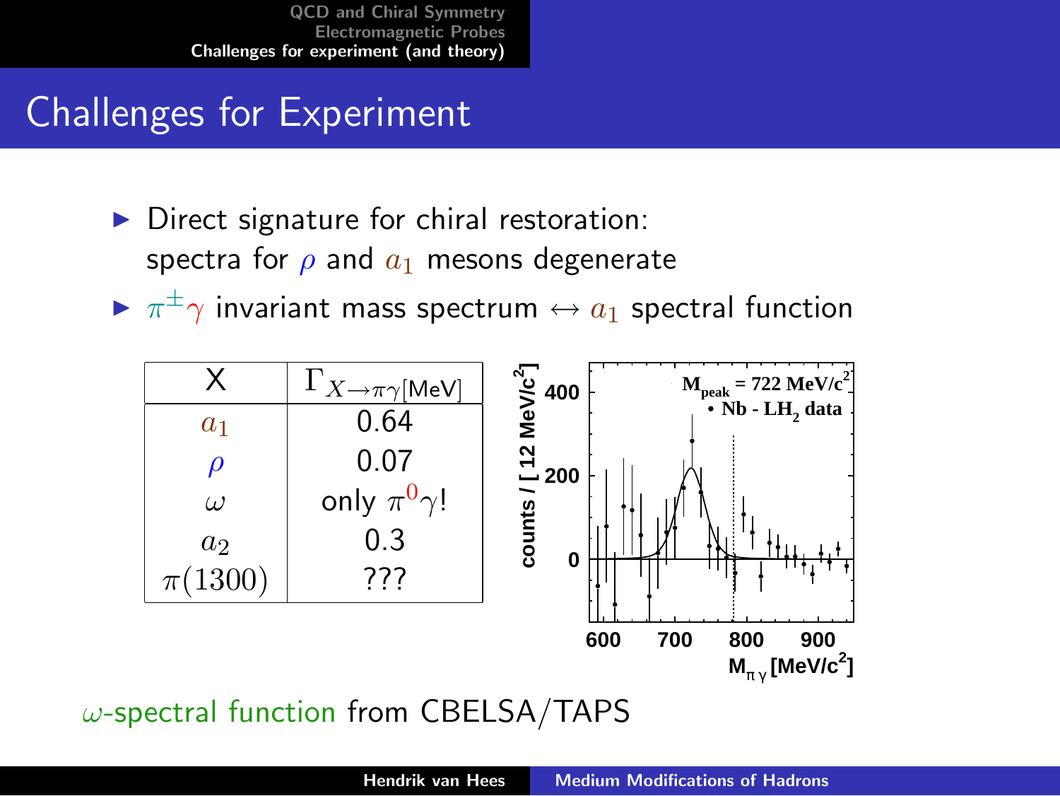# Challenges for Experiment

- Direct signature for chiral restoration: spectra for $\rho$ and $a_1$ mesons degenerate
- $\pi^{\pm}\gamma$ invariant mass spectrum $\leftrightarrow$ $a_1$ spectral function

| X | $\Gamma_{X \to \pi\gamma}$[MeV] |
|---|---|
| $a_1$ | 0.64 |
| $\rho$ | 0.07 |
| $\omega$ | only $\pi^0\gamma$! |
| $a_2$ | 0.3 |
| $\pi(1300)$ | ??? |

$\omega$-spectral function from CBELSA/TAPS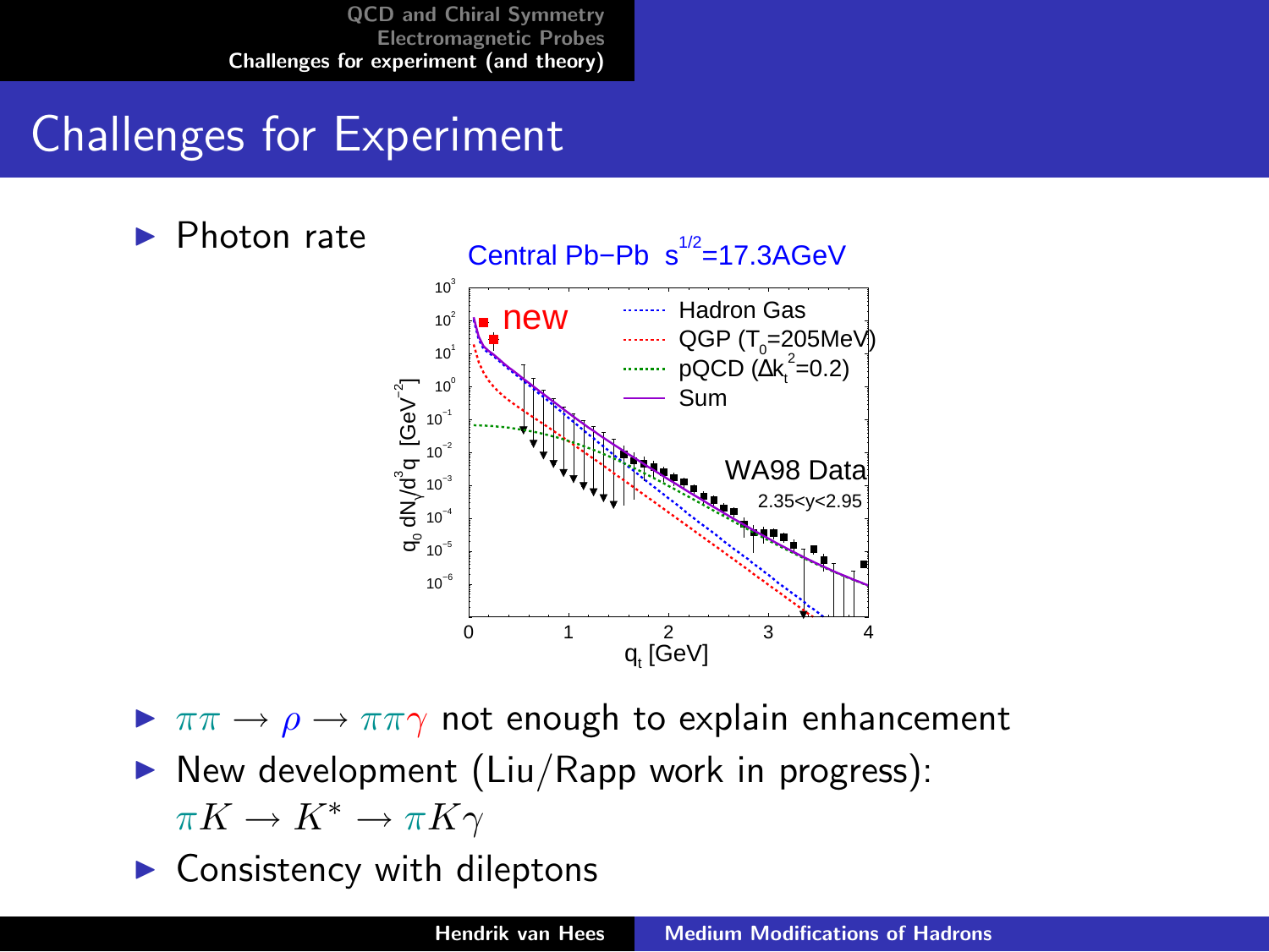# Challenges for Experiment

- Photon rate

Central Pb−Pb $s^{1/2}$=17.3AGeV

- $\pi\pi \rightarrow \rho \rightarrow \pi\pi\gamma$ not enough to explain enhancement
- New development (Liu/Rapp work in progress): $\pi K \rightarrow K^* \rightarrow \pi K\gamma$
- Consistency with dileptons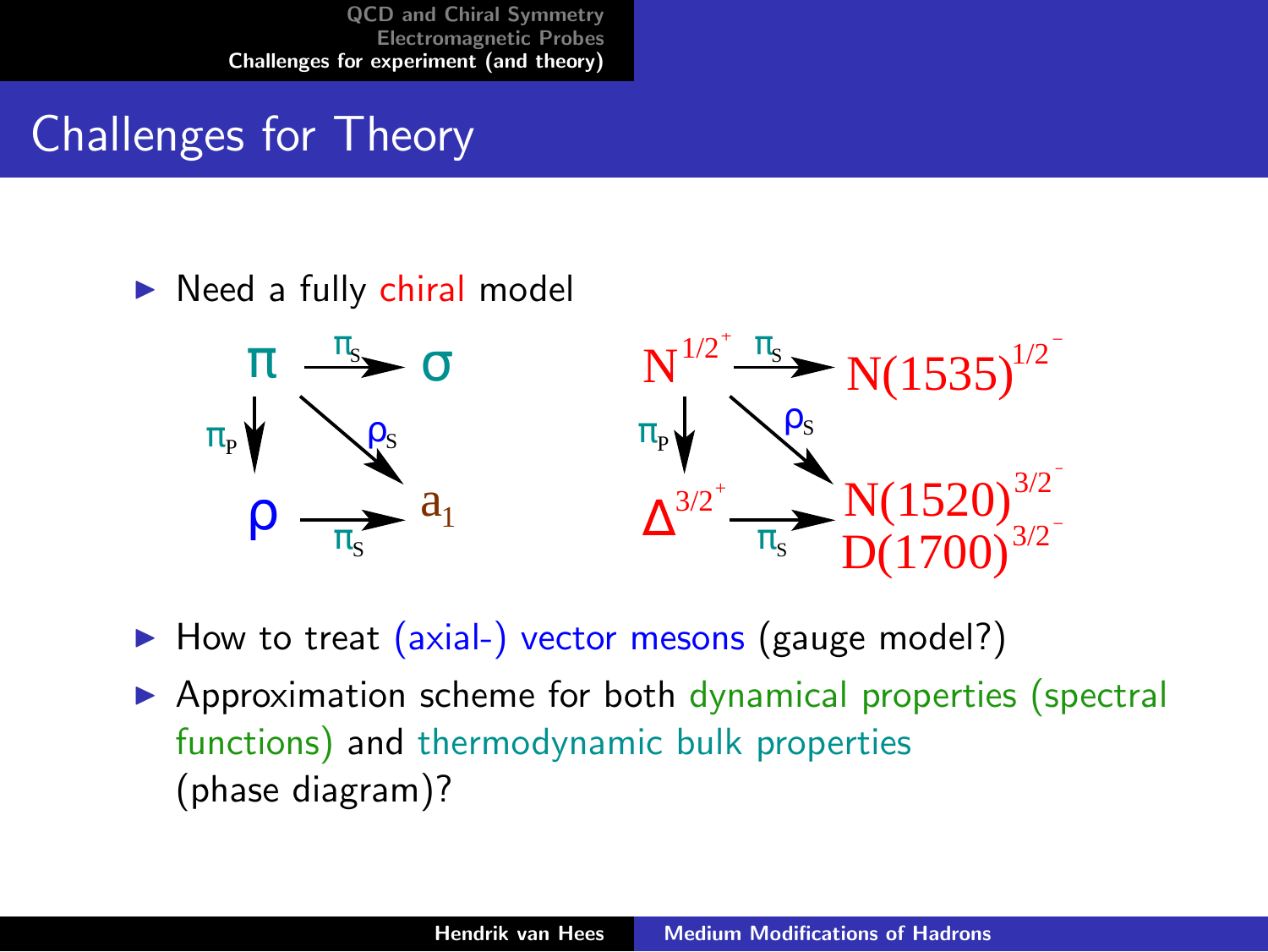## Challenges for Theory

- Need a fully chiral model

$$\pi \xrightarrow{\pi_S} \sigma, \quad \pi \xrightarrow{\pi_P} \rho, \quad \pi \xrightarrow{\rho_S} a_1, \quad \rho \xrightarrow{\pi_S} a_1$$

$$N^{1/2^+} \xrightarrow{\pi_S} N(1535)^{1/2^-}, \quad N^{1/2^+} \xrightarrow{\pi_P} \Delta^{3/2^+}, \quad N^{1/2^+} \xrightarrow{\rho_S} N(1520)^{3/2^-}, D(1700)^{3/2^-}, \quad \Delta^{3/2^+} \xrightarrow{\pi_S} N(1520)^{3/2^-}, D(1700)^{3/2^-}$$

- How to treat (axial-) vector mesons (gauge model?)
- Approximation scheme for both dynamical properties (spectral functions) and thermodynamic bulk properties (phase diagram)?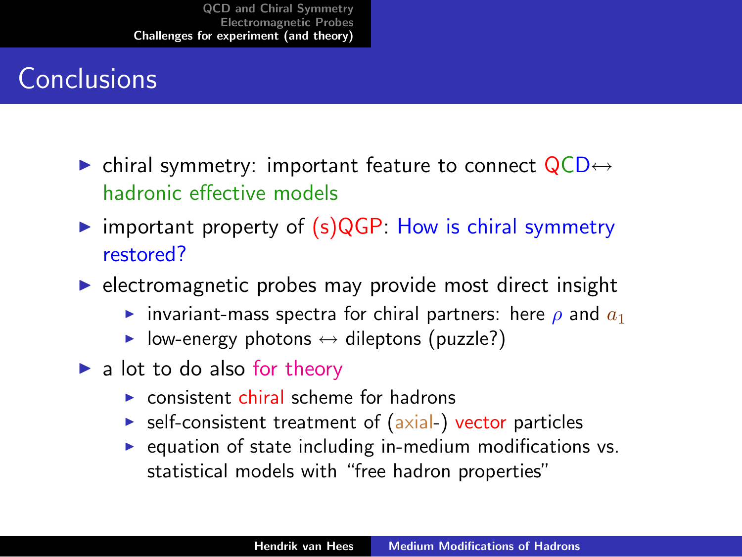# Conclusions

- chiral symmetry: important feature to connect QCD$\leftrightarrow$ hadronic effective models
- important property of (s)QGP: How is chiral symmetry restored?
- electromagnetic probes may provide most direct insight
  - invariant-mass spectra for chiral partners: here $\rho$ and $a_1$
  - low-energy photons $\leftrightarrow$ dileptons (puzzle?)
- a lot to do also for theory
  - consistent chiral scheme for hadrons
  - self-consistent treatment of (axial-) vector particles
  - equation of state including in-medium modifications vs. statistical models with "free hadron properties"